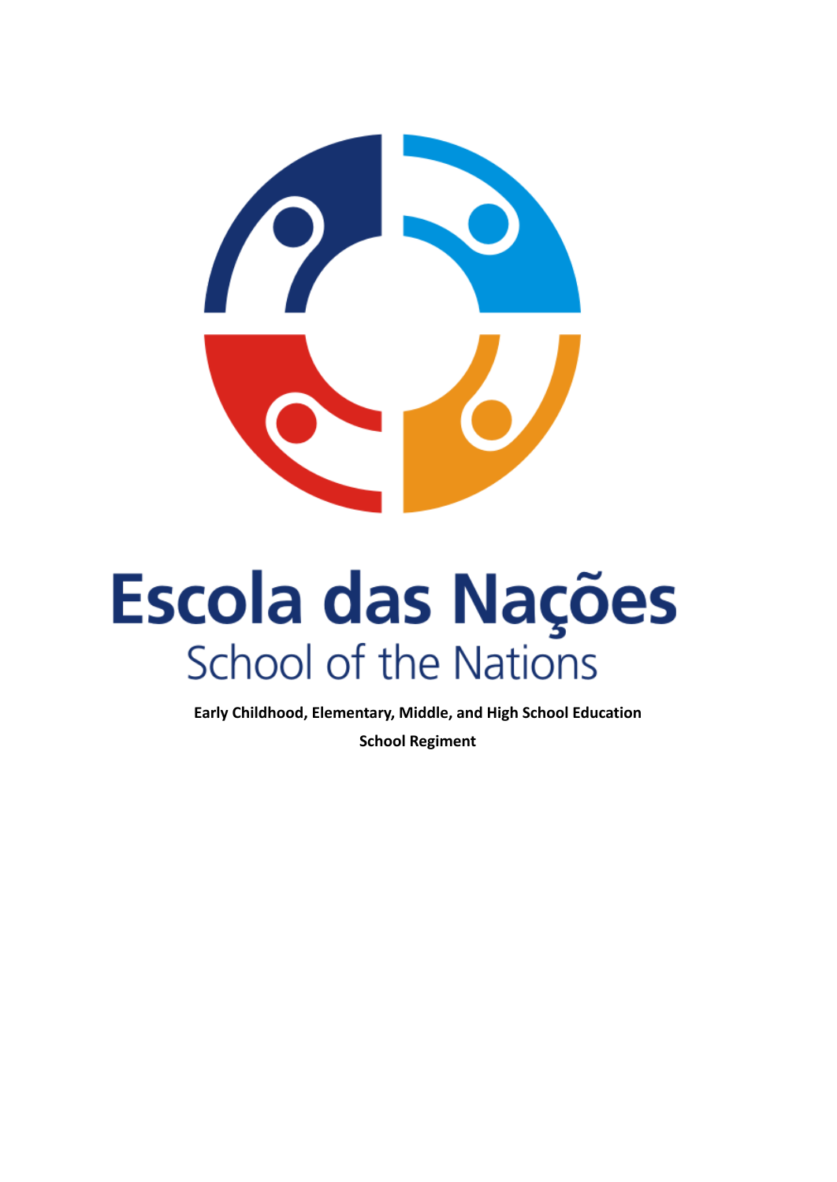# Escola das Nações

## School of the Nations

**Early Childhood, Elementary, Middle, and High School Education**

**School Regiment**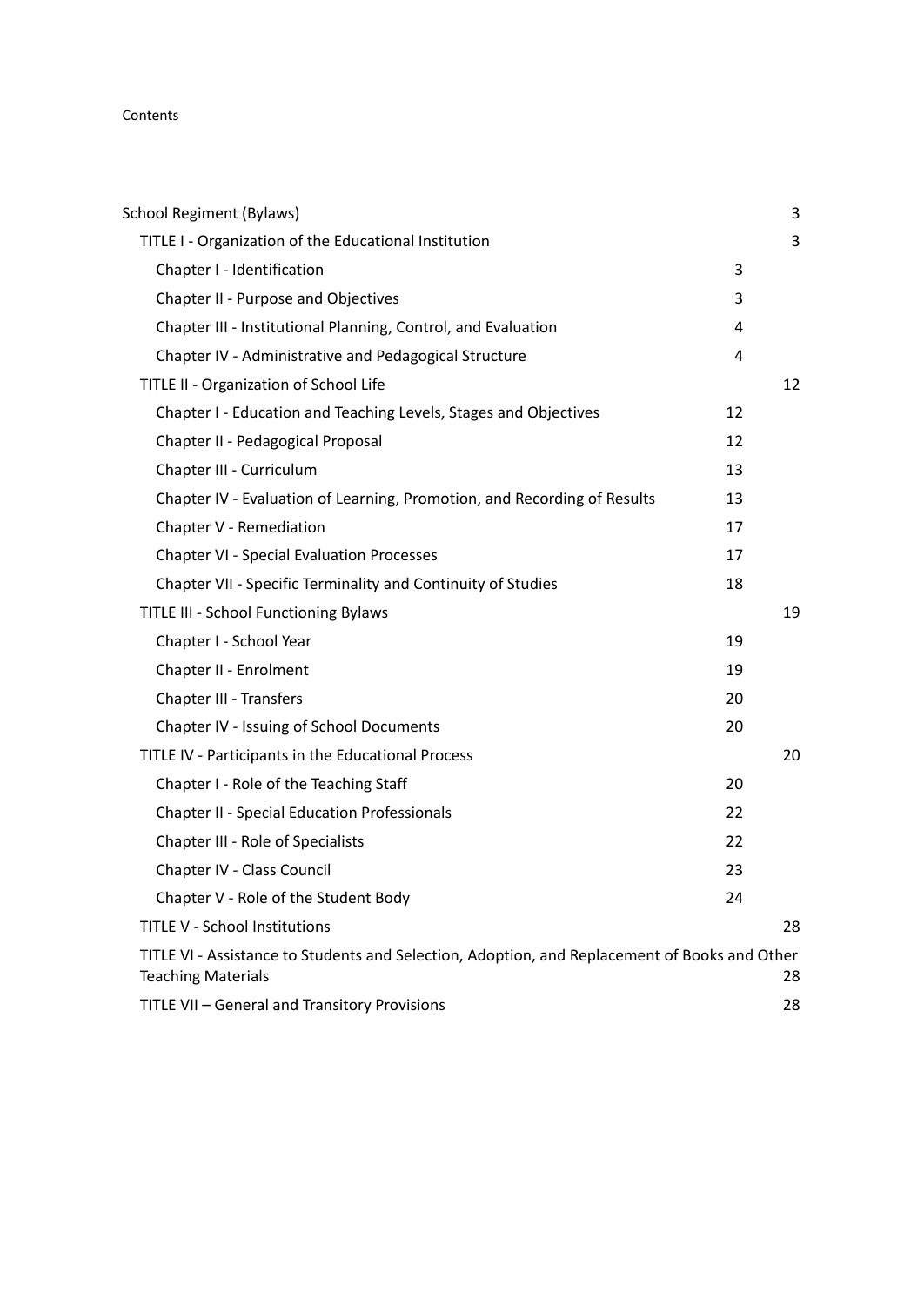Contents

- School Regiment (Bylaws) 3
  - TITLE I - Organization of the Educational Institution 3
    - Chapter I - Identification 3
    - Chapter II - Purpose and Objectives 3
    - Chapter III - Institutional Planning, Control, and Evaluation 4
    - Chapter IV - Administrative and Pedagogical Structure 4
  - TITLE II - Organization of School Life 12
    - Chapter I - Education and Teaching Levels, Stages and Objectives 12
    - Chapter II - Pedagogical Proposal 12
    - Chapter III - Curriculum 13
    - Chapter IV - Evaluation of Learning, Promotion, and Recording of Results 13
    - Chapter V - Remediation 17
    - Chapter VI - Special Evaluation Processes 17
    - Chapter VII - Specific Terminality and Continuity of Studies 18
  - TITLE III - School Functioning Bylaws 19
    - Chapter I - School Year 19
    - Chapter II - Enrolment 19
    - Chapter III - Transfers 20
    - Chapter IV - Issuing of School Documents 20
  - TITLE IV - Participants in the Educational Process 20
    - Chapter I - Role of the Teaching Staff 20
    - Chapter II - Special Education Professionals 22
    - Chapter III - Role of Specialists 22
    - Chapter IV - Class Council 23
    - Chapter V - Role of the Student Body 24
  - TITLE V - School Institutions 28
  - TITLE VI - Assistance to Students and Selection, Adoption, and Replacement of Books and Other Teaching Materials 28
  - TITLE VII – General and Transitory Provisions 28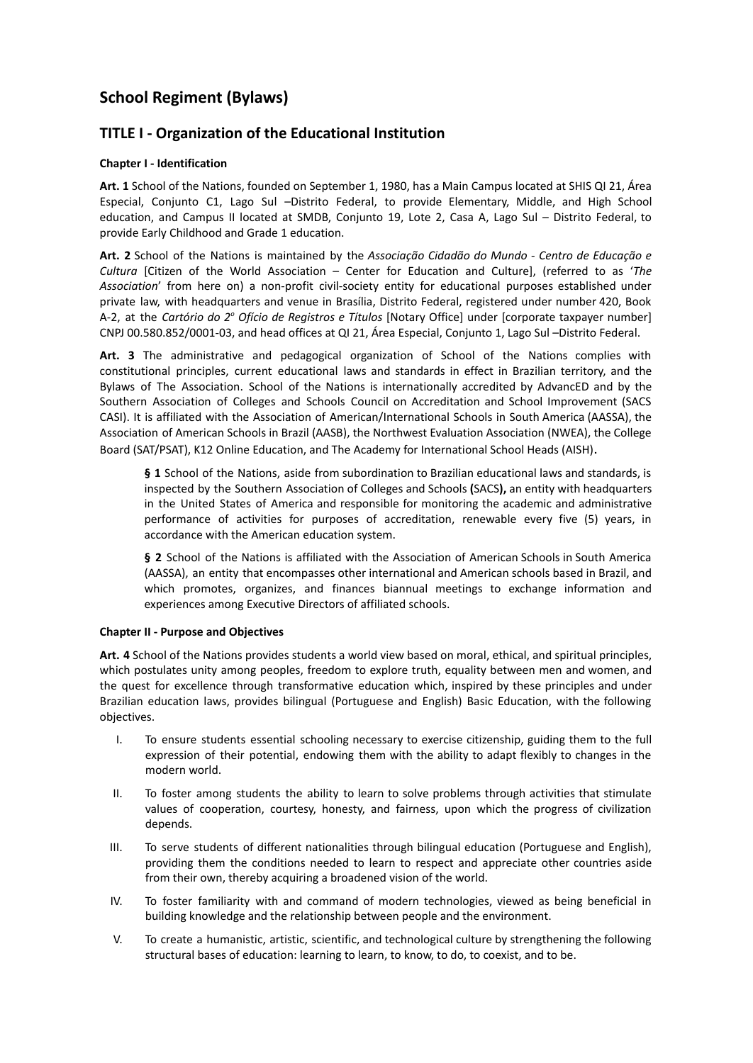# School Regiment (Bylaws)

## TITLE I - Organization of the Educational Institution

### Chapter I - Identification

**Art. 1** School of the Nations, founded on September 1, 1980, has a Main Campus located at SHIS QI 21, Área Especial, Conjunto C1, Lago Sul –Distrito Federal, to provide Elementary, Middle, and High School education, and Campus II located at SMDB, Conjunto 19, Lote 2, Casa A, Lago Sul – Distrito Federal, to provide Early Childhood and Grade 1 education.

**Art. 2** School of the Nations is maintained by the *Associação Cidadão do Mundo - Centro de Educação e Cultura* [Citizen of the World Association – Center for Education and Culture], (referred to as '*The Association*' from here on) a non-profit civil-society entity for educational purposes established under private law, with headquarters and venue in Brasília, Distrito Federal, registered under number 420, Book A-2, at the *Cartório do 2º Ofício de Registros e Títulos* [Notary Office] under [corporate taxpayer number] CNPJ 00.580.852/0001-03, and head offices at QI 21, Área Especial, Conjunto 1, Lago Sul –Distrito Federal.

**Art. 3** The administrative and pedagogical organization of School of the Nations complies with constitutional principles, current educational laws and standards in effect in Brazilian territory, and the Bylaws of The Association. School of the Nations is internationally accredited by AdvancED and by the Southern Association of Colleges and Schools Council on Accreditation and School Improvement (SACS CASI). It is affiliated with the Association of American/International Schools in South America (AASSA), the Association of American Schools in Brazil (AASB), the Northwest Evaluation Association (NWEA), the College Board (SAT/PSAT), K12 Online Education, and The Academy for International School Heads (AISH).

> **§ 1** School of the Nations, aside from subordination to Brazilian educational laws and standards, is inspected by the Southern Association of Colleges and Schools **(**SACS**),** an entity with headquarters in the United States of America and responsible for monitoring the academic and administrative performance of activities for purposes of accreditation, renewable every five (5) years, in accordance with the American education system.
>
> **§ 2** School of the Nations is affiliated with the Association of American Schools in South America (AASSA), an entity that encompasses other international and American schools based in Brazil, and which promotes, organizes, and finances biannual meetings to exchange information and experiences among Executive Directors of affiliated schools.

### Chapter II - Purpose and Objectives

**Art. 4** School of the Nations provides students a world view based on moral, ethical, and spiritual principles, which postulates unity among peoples, freedom to explore truth, equality between men and women, and the quest for excellence through transformative education which, inspired by these principles and under Brazilian education laws, provides bilingual (Portuguese and English) Basic Education, with the following objectives.

I. To ensure students essential schooling necessary to exercise citizenship, guiding them to the full expression of their potential, endowing them with the ability to adapt flexibly to changes in the modern world.

II. To foster among students the ability to learn to solve problems through activities that stimulate values of cooperation, courtesy, honesty, and fairness, upon which the progress of civilization depends.

III. To serve students of different nationalities through bilingual education (Portuguese and English), providing them the conditions needed to learn to respect and appreciate other countries aside from their own, thereby acquiring a broadened vision of the world.

IV. To foster familiarity with and command of modern technologies, viewed as being beneficial in building knowledge and the relationship between people and the environment.

V. To create a humanistic, artistic, scientific, and technological culture by strengthening the following structural bases of education: learning to learn, to know, to do, to coexist, and to be.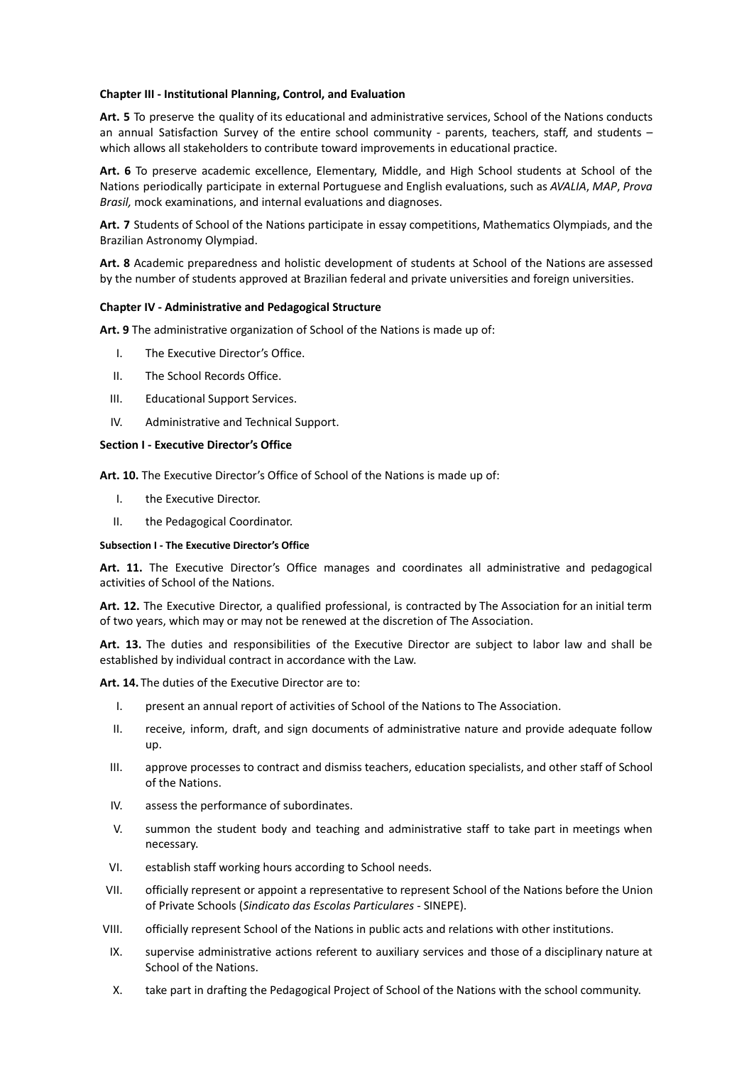**Chapter III - Institutional Planning, Control, and Evaluation**

**Art. 5** To preserve the quality of its educational and administrative services, School of the Nations conducts an annual Satisfaction Survey of the entire school community - parents, teachers, staff, and students – which allows all stakeholders to contribute toward improvements in educational practice.

**Art. 6** To preserve academic excellence, Elementary, Middle, and High School students at School of the Nations periodically participate in external Portuguese and English evaluations, such as *AVALIA*, *MAP*, *Prova Brasil,* mock examinations, and internal evaluations and diagnoses.

**Art. 7** Students of School of the Nations participate in essay competitions, Mathematics Olympiads, and the Brazilian Astronomy Olympiad.

**Art. 8** Academic preparedness and holistic development of students at School of the Nations are assessed by the number of students approved at Brazilian federal and private universities and foreign universities.

**Chapter IV - Administrative and Pedagogical Structure**

**Art. 9** The administrative organization of School of the Nations is made up of:

I. The Executive Director's Office.

II. The School Records Office.

III. Educational Support Services.

IV. Administrative and Technical Support.

**Section I - Executive Director's Office**

**Art. 10.** The Executive Director's Office of School of the Nations is made up of:

I. the Executive Director.

II. the Pedagogical Coordinator.

**Subsection I - The Executive Director's Office**

**Art. 11.** The Executive Director's Office manages and coordinates all administrative and pedagogical activities of School of the Nations.

**Art. 12.** The Executive Director, a qualified professional, is contracted by The Association for an initial term of two years, which may or may not be renewed at the discretion of The Association.

**Art. 13.** The duties and responsibilities of the Executive Director are subject to labor law and shall be established by individual contract in accordance with the Law.

**Art. 14.** The duties of the Executive Director are to:

I. present an annual report of activities of School of the Nations to The Association.

II. receive, inform, draft, and sign documents of administrative nature and provide adequate follow up.

III. approve processes to contract and dismiss teachers, education specialists, and other staff of School of the Nations.

IV. assess the performance of subordinates.

V. summon the student body and teaching and administrative staff to take part in meetings when necessary.

VI. establish staff working hours according to School needs.

VII. officially represent or appoint a representative to represent School of the Nations before the Union of Private Schools (*Sindicato das Escolas Particulares* - SINEPE).

VIII. officially represent School of the Nations in public acts and relations with other institutions.

IX. supervise administrative actions referent to auxiliary services and those of a disciplinary nature at School of the Nations.

X. take part in drafting the Pedagogical Project of School of the Nations with the school community.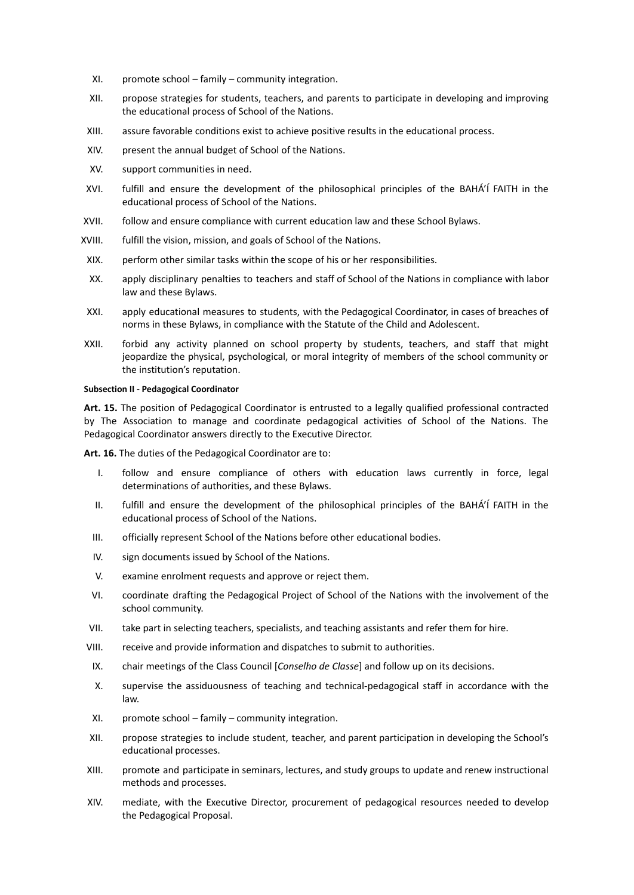XI. promote school – family – community integration.

XII. propose strategies for students, teachers, and parents to participate in developing and improving the educational process of School of the Nations.

XIII. assure favorable conditions exist to achieve positive results in the educational process.

XIV. present the annual budget of School of the Nations.

XV. support communities in need.

XVI. fulfill and ensure the development of the philosophical principles of the BAHÁ'Í FAITH in the educational process of School of the Nations.

XVII. follow and ensure compliance with current education law and these School Bylaws.

XVIII. fulfill the vision, mission, and goals of School of the Nations.

XIX. perform other similar tasks within the scope of his or her responsibilities.

XX. apply disciplinary penalties to teachers and staff of School of the Nations in compliance with labor law and these Bylaws.

XXI. apply educational measures to students, with the Pedagogical Coordinator, in cases of breaches of norms in these Bylaws, in compliance with the Statute of the Child and Adolescent.

XXII. forbid any activity planned on school property by students, teachers, and staff that might jeopardize the physical, psychological, or moral integrity of members of the school community or the institution's reputation.

#### Subsection II - Pedagogical Coordinator

**Art. 15.** The position of Pedagogical Coordinator is entrusted to a legally qualified professional contracted by The Association to manage and coordinate pedagogical activities of School of the Nations. The Pedagogical Coordinator answers directly to the Executive Director.

**Art. 16.** The duties of the Pedagogical Coordinator are to:

I. follow and ensure compliance of others with education laws currently in force, legal determinations of authorities, and these Bylaws.

II. fulfill and ensure the development of the philosophical principles of the BAHÁ'Í FAITH in the educational process of School of the Nations.

III. officially represent School of the Nations before other educational bodies.

IV. sign documents issued by School of the Nations.

V. examine enrolment requests and approve or reject them.

VI. coordinate drafting the Pedagogical Project of School of the Nations with the involvement of the school community.

VII. take part in selecting teachers, specialists, and teaching assistants and refer them for hire.

VIII. receive and provide information and dispatches to submit to authorities.

IX. chair meetings of the Class Council [*Conselho de Classe*] and follow up on its decisions.

X. supervise the assiduousness of teaching and technical-pedagogical staff in accordance with the law.

XI. promote school – family – community integration.

XII. propose strategies to include student, teacher, and parent participation in developing the School's educational processes.

XIII. promote and participate in seminars, lectures, and study groups to update and renew instructional methods and processes.

XIV. mediate, with the Executive Director, procurement of pedagogical resources needed to develop the Pedagogical Proposal.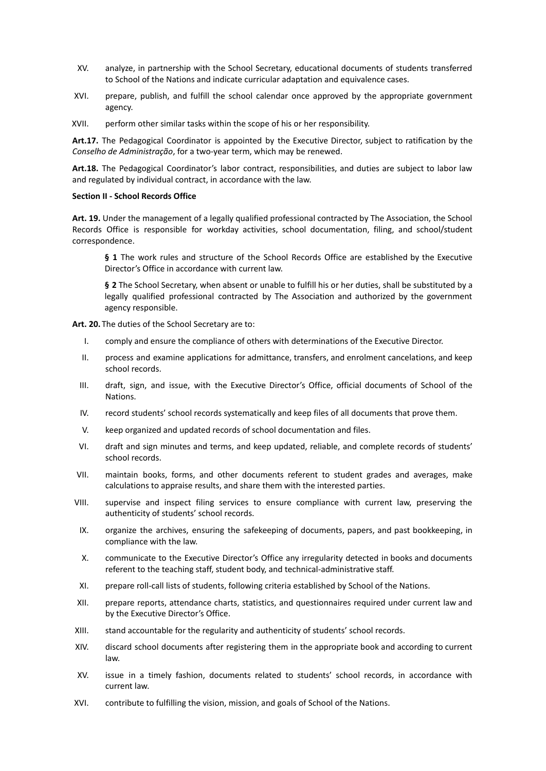XV. analyze, in partnership with the School Secretary, educational documents of students transferred to School of the Nations and indicate curricular adaptation and equivalence cases.

XVI. prepare, publish, and fulfill the school calendar once approved by the appropriate government agency.

XVII. perform other similar tasks within the scope of his or her responsibility.

**Art.17.** The Pedagogical Coordinator is appointed by the Executive Director, subject to ratification by the *Conselho de Administração*, for a two-year term, which may be renewed.

**Art.18.** The Pedagogical Coordinator's labor contract, responsibilities, and duties are subject to labor law and regulated by individual contract, in accordance with the law.

**Section II - School Records Office**

**Art. 19.** Under the management of a legally qualified professional contracted by The Association, the School Records Office is responsible for workday activities, school documentation, filing, and school/student correspondence.

> **§ 1** The work rules and structure of the School Records Office are established by the Executive Director's Office in accordance with current law.
>
> **§ 2** The School Secretary, when absent or unable to fulfill his or her duties, shall be substituted by a legally qualified professional contracted by The Association and authorized by the government agency responsible.

**Art. 20.** The duties of the School Secretary are to:

I. comply and ensure the compliance of others with determinations of the Executive Director.

II. process and examine applications for admittance, transfers, and enrolment cancelations, and keep school records.

III. draft, sign, and issue, with the Executive Director's Office, official documents of School of the Nations.

IV. record students' school records systematically and keep files of all documents that prove them.

V. keep organized and updated records of school documentation and files.

VI. draft and sign minutes and terms, and keep updated, reliable, and complete records of students' school records.

VII. maintain books, forms, and other documents referent to student grades and averages, make calculations to appraise results, and share them with the interested parties.

VIII. supervise and inspect filing services to ensure compliance with current law, preserving the authenticity of students' school records.

IX. organize the archives, ensuring the safekeeping of documents, papers, and past bookkeeping, in compliance with the law.

X. communicate to the Executive Director's Office any irregularity detected in books and documents referent to the teaching staff, student body, and technical-administrative staff.

XI. prepare roll-call lists of students, following criteria established by School of the Nations.

XII. prepare reports, attendance charts, statistics, and questionnaires required under current law and by the Executive Director's Office.

XIII. stand accountable for the regularity and authenticity of students' school records.

XIV. discard school documents after registering them in the appropriate book and according to current law.

XV. issue in a timely fashion, documents related to students' school records, in accordance with current law.

XVI. contribute to fulfilling the vision, mission, and goals of School of the Nations.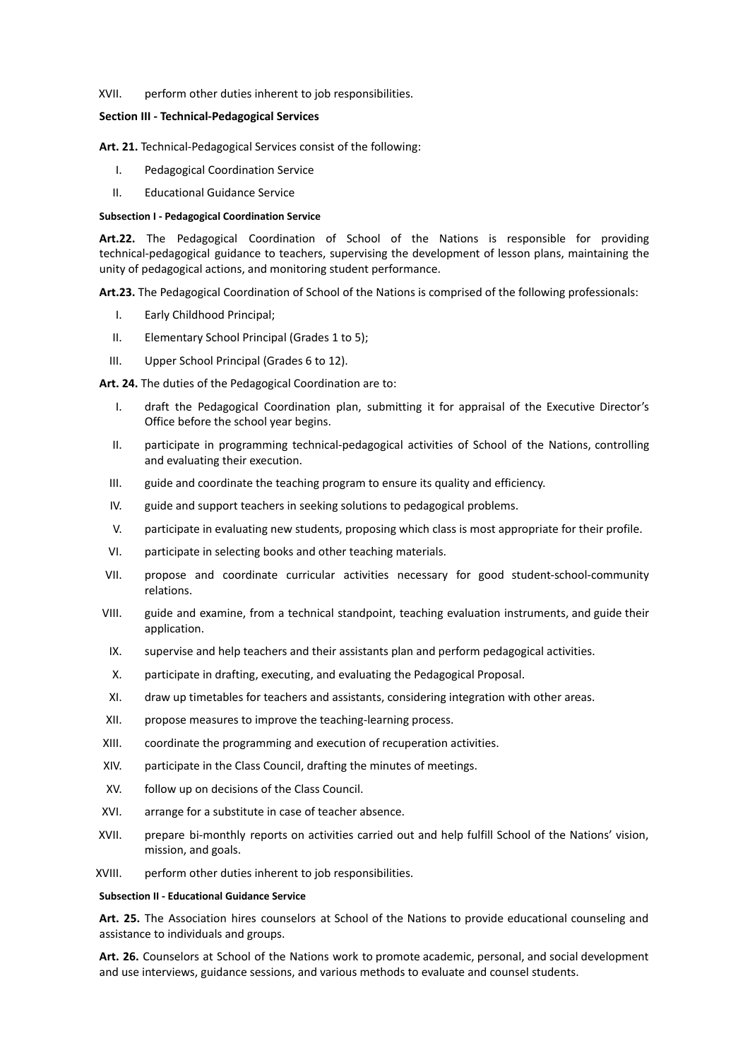XVII. perform other duties inherent to job responsibilities.

**Section III - Technical-Pedagogical Services**

**Art. 21.** Technical-Pedagogical Services consist of the following:

I. Pedagogical Coordination Service

II. Educational Guidance Service

**Subsection I - Pedagogical Coordination Service**

**Art.22.** The Pedagogical Coordination of School of the Nations is responsible for providing technical-pedagogical guidance to teachers, supervising the development of lesson plans, maintaining the unity of pedagogical actions, and monitoring student performance.

**Art.23.** The Pedagogical Coordination of School of the Nations is comprised of the following professionals:

I. Early Childhood Principal;

II. Elementary School Principal (Grades 1 to 5);

III. Upper School Principal (Grades 6 to 12).

**Art. 24.** The duties of the Pedagogical Coordination are to:

I. draft the Pedagogical Coordination plan, submitting it for appraisal of the Executive Director's Office before the school year begins.

II. participate in programming technical-pedagogical activities of School of the Nations, controlling and evaluating their execution.

III. guide and coordinate the teaching program to ensure its quality and efficiency.

IV. guide and support teachers in seeking solutions to pedagogical problems.

V. participate in evaluating new students, proposing which class is most appropriate for their profile.

VI. participate in selecting books and other teaching materials.

VII. propose and coordinate curricular activities necessary for good student-school-community relations.

VIII. guide and examine, from a technical standpoint, teaching evaluation instruments, and guide their application.

IX. supervise and help teachers and their assistants plan and perform pedagogical activities.

X. participate in drafting, executing, and evaluating the Pedagogical Proposal.

XI. draw up timetables for teachers and assistants, considering integration with other areas.

XII. propose measures to improve the teaching-learning process.

XIII. coordinate the programming and execution of recuperation activities.

XIV. participate in the Class Council, drafting the minutes of meetings.

XV. follow up on decisions of the Class Council.

XVI. arrange for a substitute in case of teacher absence.

XVII. prepare bi-monthly reports on activities carried out and help fulfill School of the Nations' vision, mission, and goals.

XVIII. perform other duties inherent to job responsibilities.

**Subsection II - Educational Guidance Service**

**Art. 25.** The Association hires counselors at School of the Nations to provide educational counseling and assistance to individuals and groups.

**Art. 26.** Counselors at School of the Nations work to promote academic, personal, and social development and use interviews, guidance sessions, and various methods to evaluate and counsel students.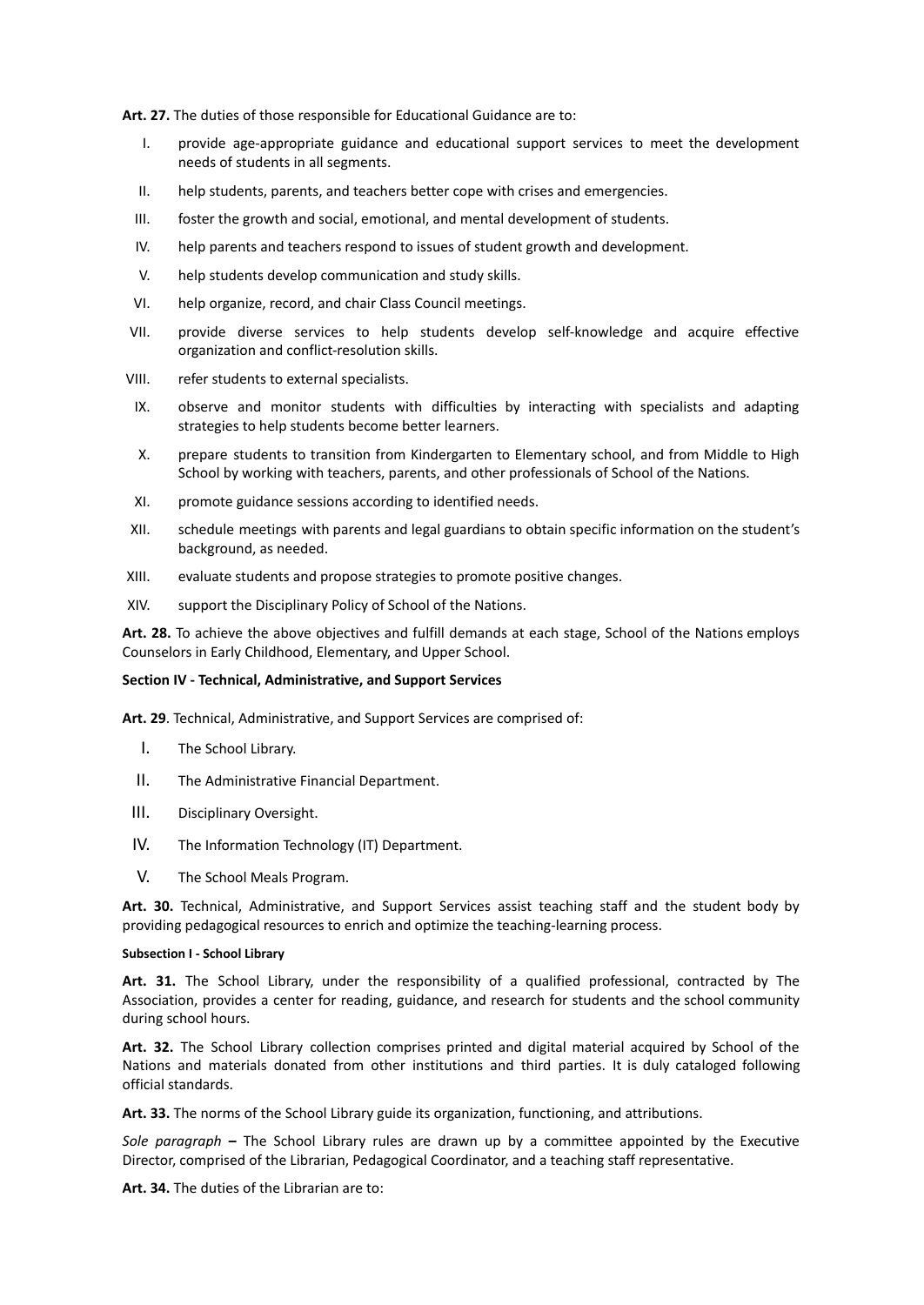**Art. 27.** The duties of those responsible for Educational Guidance are to:

I. provide age-appropriate guidance and educational support services to meet the development needs of students in all segments.

II. help students, parents, and teachers better cope with crises and emergencies.

III. foster the growth and social, emotional, and mental development of students.

IV. help parents and teachers respond to issues of student growth and development.

V. help students develop communication and study skills.

VI. help organize, record, and chair Class Council meetings.

VII. provide diverse services to help students develop self-knowledge and acquire effective organization and conflict-resolution skills.

VIII. refer students to external specialists.

IX. observe and monitor students with difficulties by interacting with specialists and adapting strategies to help students become better learners.

X. prepare students to transition from Kindergarten to Elementary school, and from Middle to High School by working with teachers, parents, and other professionals of School of the Nations.

XI. promote guidance sessions according to identified needs.

XII. schedule meetings with parents and legal guardians to obtain specific information on the student's background, as needed.

XIII. evaluate students and propose strategies to promote positive changes.

XIV. support the Disciplinary Policy of School of the Nations.

**Art. 28.** To achieve the above objectives and fulfill demands at each stage, School of the Nations employs Counselors in Early Childhood, Elementary, and Upper School.

### Section IV - Technical, Administrative, and Support Services

**Art. 29**. Technical, Administrative, and Support Services are comprised of:

I. The School Library.

II. The Administrative Financial Department.

III. Disciplinary Oversight.

IV. The Information Technology (IT) Department.

V. The School Meals Program.

**Art. 30.** Technical, Administrative, and Support Services assist teaching staff and the student body by providing pedagogical resources to enrich and optimize the teaching-learning process.

#### Subsection I - School Library

**Art. 31.** The School Library, under the responsibility of a qualified professional, contracted by The Association, provides a center for reading, guidance, and research for students and the school community during school hours.

**Art. 32.** The School Library collection comprises printed and digital material acquired by School of the Nations and materials donated from other institutions and third parties. It is duly cataloged following official standards.

**Art. 33.** The norms of the School Library guide its organization, functioning, and attributions.

*Sole paragraph* **–** The School Library rules are drawn up by a committee appointed by the Executive Director, comprised of the Librarian, Pedagogical Coordinator, and a teaching staff representative.

**Art. 34.** The duties of the Librarian are to: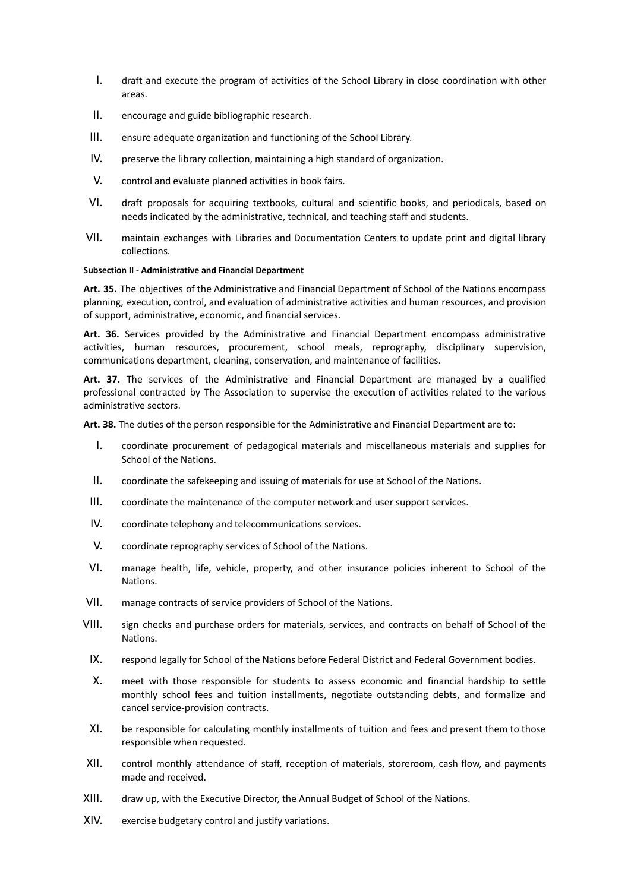I. draft and execute the program of activities of the School Library in close coordination with other areas.

II. encourage and guide bibliographic research.

III. ensure adequate organization and functioning of the School Library.

IV. preserve the library collection, maintaining a high standard of organization.

V. control and evaluate planned activities in book fairs.

VI. draft proposals for acquiring textbooks, cultural and scientific books, and periodicals, based on needs indicated by the administrative, technical, and teaching staff and students.

VII. maintain exchanges with Libraries and Documentation Centers to update print and digital library collections.

#### Subsection II - Administrative and Financial Department

**Art. 35.** The objectives of the Administrative and Financial Department of School of the Nations encompass planning, execution, control, and evaluation of administrative activities and human resources, and provision of support, administrative, economic, and financial services.

**Art. 36.** Services provided by the Administrative and Financial Department encompass administrative activities, human resources, procurement, school meals, reprography, disciplinary supervision, communications department, cleaning, conservation, and maintenance of facilities.

**Art. 37.** The services of the Administrative and Financial Department are managed by a qualified professional contracted by The Association to supervise the execution of activities related to the various administrative sectors.

**Art. 38.** The duties of the person responsible for the Administrative and Financial Department are to:

I. coordinate procurement of pedagogical materials and miscellaneous materials and supplies for School of the Nations.

II. coordinate the safekeeping and issuing of materials for use at School of the Nations.

III. coordinate the maintenance of the computer network and user support services.

IV. coordinate telephony and telecommunications services.

V. coordinate reprography services of School of the Nations.

VI. manage health, life, vehicle, property, and other insurance policies inherent to School of the Nations.

VII. manage contracts of service providers of School of the Nations.

VIII. sign checks and purchase orders for materials, services, and contracts on behalf of School of the Nations.

IX. respond legally for School of the Nations before Federal District and Federal Government bodies.

X. meet with those responsible for students to assess economic and financial hardship to settle monthly school fees and tuition installments, negotiate outstanding debts, and formalize and cancel service-provision contracts.

XI. be responsible for calculating monthly installments of tuition and fees and present them to those responsible when requested.

XII. control monthly attendance of staff, reception of materials, storeroom, cash flow, and payments made and received.

XIII. draw up, with the Executive Director, the Annual Budget of School of the Nations.

XIV. exercise budgetary control and justify variations.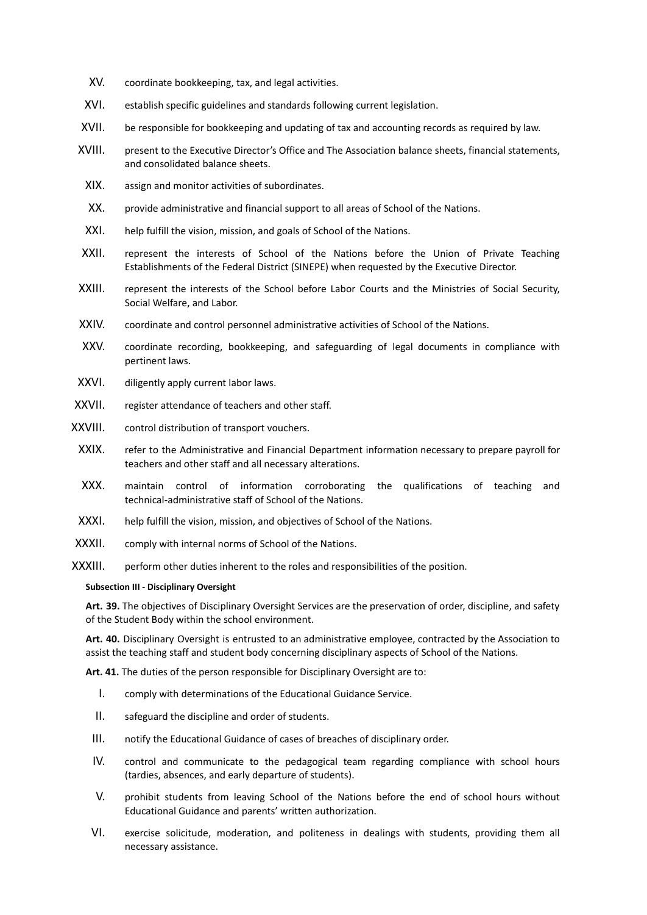XV. coordinate bookkeeping, tax, and legal activities.

XVI. establish specific guidelines and standards following current legislation.

XVII. be responsible for bookkeeping and updating of tax and accounting records as required by law.

XVIII. present to the Executive Director's Office and The Association balance sheets, financial statements, and consolidated balance sheets.

XIX. assign and monitor activities of subordinates.

XX. provide administrative and financial support to all areas of School of the Nations.

XXI. help fulfill the vision, mission, and goals of School of the Nations.

XXII. represent the interests of School of the Nations before the Union of Private Teaching Establishments of the Federal District (SINEPE) when requested by the Executive Director.

XXIII. represent the interests of the School before Labor Courts and the Ministries of Social Security, Social Welfare, and Labor.

XXIV. coordinate and control personnel administrative activities of School of the Nations.

XXV. coordinate recording, bookkeeping, and safeguarding of legal documents in compliance with pertinent laws.

XXVI. diligently apply current labor laws.

XXVII. register attendance of teachers and other staff.

XXVIII. control distribution of transport vouchers.

XXIX. refer to the Administrative and Financial Department information necessary to prepare payroll for teachers and other staff and all necessary alterations.

XXX. maintain control of information corroborating the qualifications of teaching and technical-administrative staff of School of the Nations.

XXXI. help fulfill the vision, mission, and objectives of School of the Nations.

XXXII. comply with internal norms of School of the Nations.

XXXIII. perform other duties inherent to the roles and responsibilities of the position.

#### Subsection III - Disciplinary Oversight

**Art. 39.** The objectives of Disciplinary Oversight Services are the preservation of order, discipline, and safety of the Student Body within the school environment.

**Art. 40.** Disciplinary Oversight is entrusted to an administrative employee, contracted by the Association to assist the teaching staff and student body concerning disciplinary aspects of School of the Nations.

**Art. 41.** The duties of the person responsible for Disciplinary Oversight are to:

I. comply with determinations of the Educational Guidance Service.

II. safeguard the discipline and order of students.

III. notify the Educational Guidance of cases of breaches of disciplinary order.

IV. control and communicate to the pedagogical team regarding compliance with school hours (tardies, absences, and early departure of students).

V. prohibit students from leaving School of the Nations before the end of school hours without Educational Guidance and parents' written authorization.

VI. exercise solicitude, moderation, and politeness in dealings with students, providing them all necessary assistance.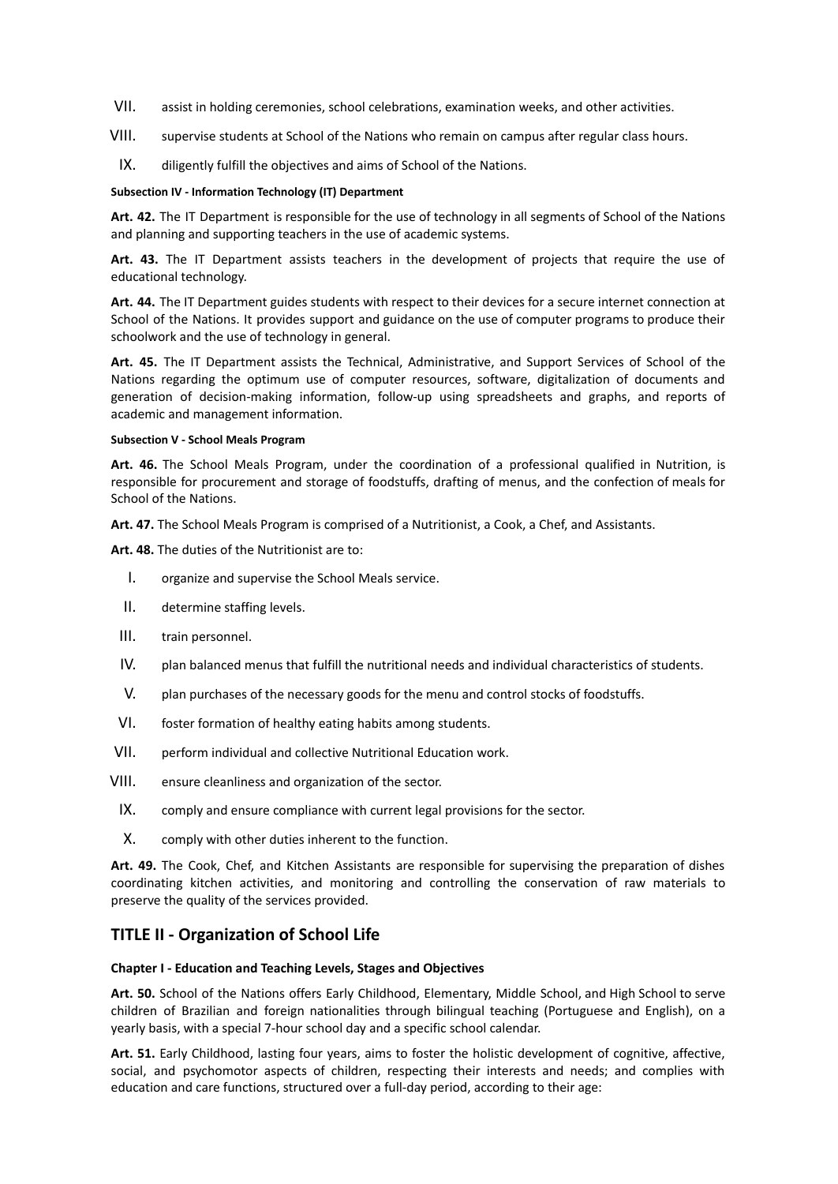VII. assist in holding ceremonies, school celebrations, examination weeks, and other activities.

VIII. supervise students at School of the Nations who remain on campus after regular class hours.

IX. diligently fulfill the objectives and aims of School of the Nations.

##### Subsection IV - Information Technology (IT) Department

**Art. 42.** The IT Department is responsible for the use of technology in all segments of School of the Nations and planning and supporting teachers in the use of academic systems.

**Art. 43.** The IT Department assists teachers in the development of projects that require the use of educational technology.

**Art. 44.** The IT Department guides students with respect to their devices for a secure internet connection at School of the Nations. It provides support and guidance on the use of computer programs to produce their schoolwork and the use of technology in general.

**Art. 45.** The IT Department assists the Technical, Administrative, and Support Services of School of the Nations regarding the optimum use of computer resources, software, digitalization of documents and generation of decision-making information, follow-up using spreadsheets and graphs, and reports of academic and management information.

##### Subsection V - School Meals Program

**Art. 46.** The School Meals Program, under the coordination of a professional qualified in Nutrition, is responsible for procurement and storage of foodstuffs, drafting of menus, and the confection of meals for School of the Nations.

**Art. 47.** The School Meals Program is comprised of a Nutritionist, a Cook, a Chef, and Assistants.

**Art. 48.** The duties of the Nutritionist are to:

I. organize and supervise the School Meals service.

II. determine staffing levels.

III. train personnel.

IV. plan balanced menus that fulfill the nutritional needs and individual characteristics of students.

V. plan purchases of the necessary goods for the menu and control stocks of foodstuffs.

VI. foster formation of healthy eating habits among students.

VII. perform individual and collective Nutritional Education work.

VIII. ensure cleanliness and organization of the sector.

IX. comply and ensure compliance with current legal provisions for the sector.

X. comply with other duties inherent to the function.

**Art. 49.** The Cook, Chef, and Kitchen Assistants are responsible for supervising the preparation of dishes coordinating kitchen activities, and monitoring and controlling the conservation of raw materials to preserve the quality of the services provided.

## TITLE II - Organization of School Life

#### Chapter I - Education and Teaching Levels, Stages and Objectives

**Art. 50.** School of the Nations offers Early Childhood, Elementary, Middle School, and High School to serve children of Brazilian and foreign nationalities through bilingual teaching (Portuguese and English), on a yearly basis, with a special 7-hour school day and a specific school calendar.

**Art. 51.** Early Childhood, lasting four years, aims to foster the holistic development of cognitive, affective, social, and psychomotor aspects of children, respecting their interests and needs; and complies with education and care functions, structured over a full-day period, according to their age: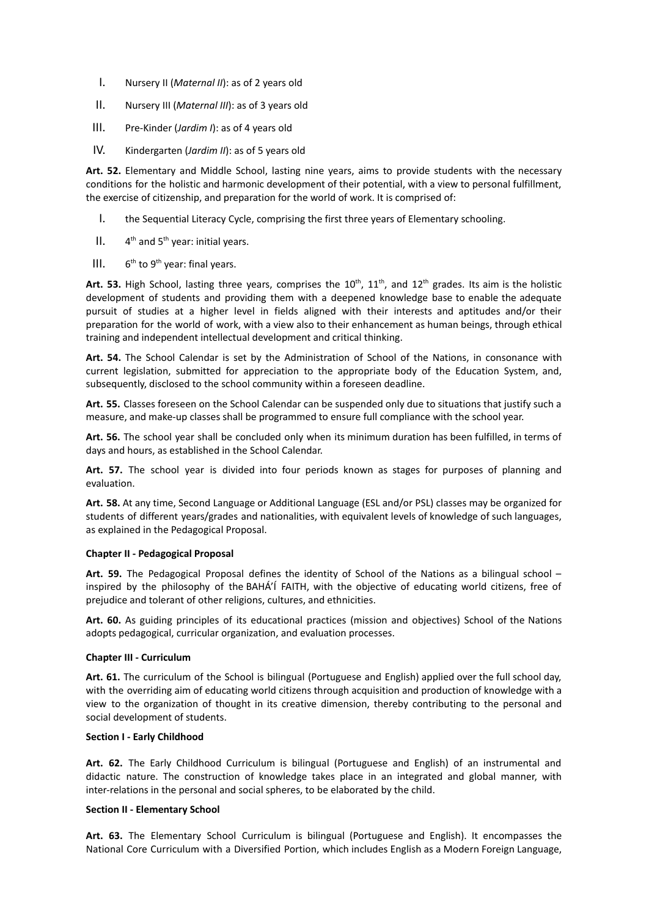I. Nursery II (*Maternal II*): as of 2 years old

II. Nursery III (*Maternal III*): as of 3 years old

III. Pre-Kinder (*Jardim I*): as of 4 years old

IV. Kindergarten (*Jardim II*): as of 5 years old

**Art. 52.** Elementary and Middle School, lasting nine years, aims to provide students with the necessary conditions for the holistic and harmonic development of their potential, with a view to personal fulfillment, the exercise of citizenship, and preparation for the world of work. It is comprised of:

I. the Sequential Literacy Cycle, comprising the first three years of Elementary schooling.

II. 4th and 5th year: initial years.

III. 6th to 9th year: final years.

**Art. 53.** High School, lasting three years, comprises the 10th, 11th, and 12th grades. Its aim is the holistic development of students and providing them with a deepened knowledge base to enable the adequate pursuit of studies at a higher level in fields aligned with their interests and aptitudes and/or their preparation for the world of work, with a view also to their enhancement as human beings, through ethical training and independent intellectual development and critical thinking.

**Art. 54.** The School Calendar is set by the Administration of School of the Nations, in consonance with current legislation, submitted for appreciation to the appropriate body of the Education System, and, subsequently, disclosed to the school community within a foreseen deadline.

**Art. 55.** Classes foreseen on the School Calendar can be suspended only due to situations that justify such a measure, and make-up classes shall be programmed to ensure full compliance with the school year.

**Art. 56.** The school year shall be concluded only when its minimum duration has been fulfilled, in terms of days and hours, as established in the School Calendar.

**Art. 57.** The school year is divided into four periods known as stages for purposes of planning and evaluation.

**Art. 58.** At any time, Second Language or Additional Language (ESL and/or PSL) classes may be organized for students of different years/grades and nationalities, with equivalent levels of knowledge of such languages, as explained in the Pedagogical Proposal.

#### Chapter II - Pedagogical Proposal

**Art. 59.** The Pedagogical Proposal defines the identity of School of the Nations as a bilingual school – inspired by the philosophy of the BAHÁ'Í FAITH, with the objective of educating world citizens, free of prejudice and tolerant of other religions, cultures, and ethnicities.

**Art. 60.** As guiding principles of its educational practices (mission and objectives) School of the Nations adopts pedagogical, curricular organization, and evaluation processes.

#### Chapter III - Curriculum

**Art. 61.** The curriculum of the School is bilingual (Portuguese and English) applied over the full school day, with the overriding aim of educating world citizens through acquisition and production of knowledge with a view to the organization of thought in its creative dimension, thereby contributing to the personal and social development of students.

#### Section I - Early Childhood

**Art. 62.** The Early Childhood Curriculum is bilingual (Portuguese and English) of an instrumental and didactic nature. The construction of knowledge takes place in an integrated and global manner, with inter-relations in the personal and social spheres, to be elaborated by the child.

#### Section II - Elementary School

**Art. 63.** The Elementary School Curriculum is bilingual (Portuguese and English). It encompasses the National Core Curriculum with a Diversified Portion, which includes English as a Modern Foreign Language,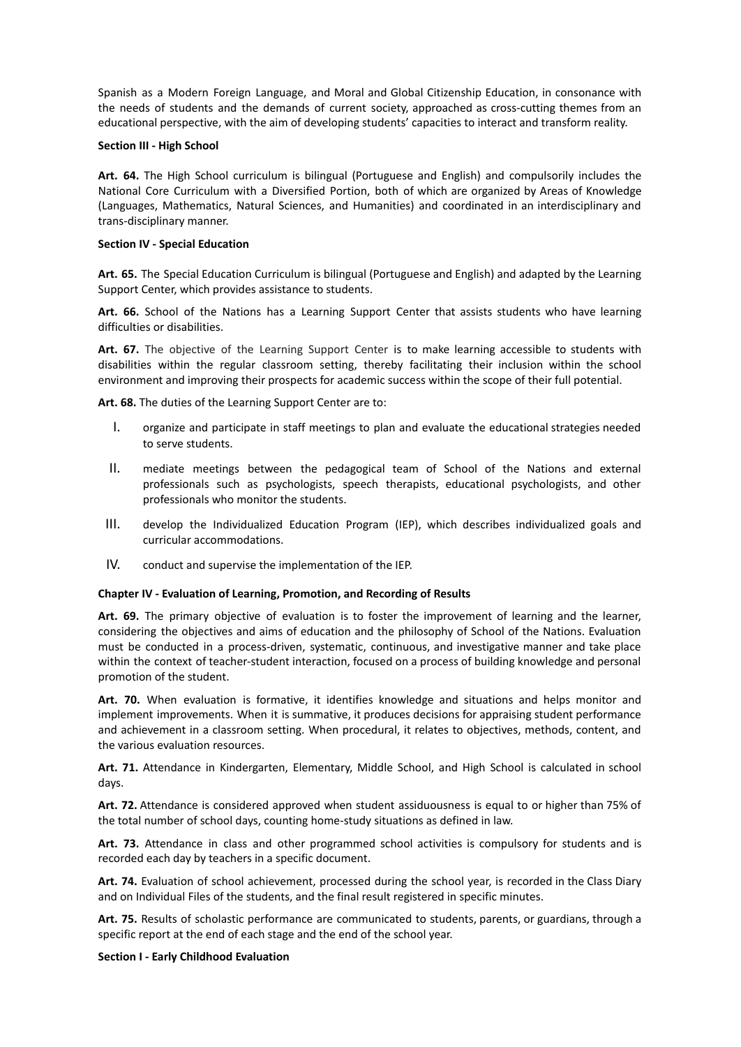Spanish as a Modern Foreign Language, and Moral and Global Citizenship Education, in consonance with the needs of students and the demands of current society, approached as cross-cutting themes from an educational perspective, with the aim of developing students' capacities to interact and transform reality.

**Section III - High School**

**Art. 64.** The High School curriculum is bilingual (Portuguese and English) and compulsorily includes the National Core Curriculum with a Diversified Portion, both of which are organized by Areas of Knowledge (Languages, Mathematics, Natural Sciences, and Humanities) and coordinated in an interdisciplinary and trans-disciplinary manner.

**Section IV - Special Education**

**Art. 65.** The Special Education Curriculum is bilingual (Portuguese and English) and adapted by the Learning Support Center, which provides assistance to students.

**Art. 66.** School of the Nations has a Learning Support Center that assists students who have learning difficulties or disabilities.

**Art. 67.** The objective of the Learning Support Center is to make learning accessible to students with disabilities within the regular classroom setting, thereby facilitating their inclusion within the school environment and improving their prospects for academic success within the scope of their full potential.

**Art. 68.** The duties of the Learning Support Center are to:

I. organize and participate in staff meetings to plan and evaluate the educational strategies needed to serve students.

II. mediate meetings between the pedagogical team of School of the Nations and external professionals such as psychologists, speech therapists, educational psychologists, and other professionals who monitor the students.

III. develop the Individualized Education Program (IEP), which describes individualized goals and curricular accommodations.

IV. conduct and supervise the implementation of the IEP.

**Chapter IV - Evaluation of Learning, Promotion, and Recording of Results**

**Art. 69.** The primary objective of evaluation is to foster the improvement of learning and the learner, considering the objectives and aims of education and the philosophy of School of the Nations. Evaluation must be conducted in a process-driven, systematic, continuous, and investigative manner and take place within the context of teacher-student interaction, focused on a process of building knowledge and personal promotion of the student.

**Art. 70.** When evaluation is formative, it identifies knowledge and situations and helps monitor and implement improvements. When it is summative, it produces decisions for appraising student performance and achievement in a classroom setting. When procedural, it relates to objectives, methods, content, and the various evaluation resources.

**Art. 71.** Attendance in Kindergarten, Elementary, Middle School, and High School is calculated in school days.

**Art. 72.** Attendance is considered approved when student assiduousness is equal to or higher than 75% of the total number of school days, counting home-study situations as defined in law.

**Art. 73.** Attendance in class and other programmed school activities is compulsory for students and is recorded each day by teachers in a specific document.

**Art. 74.** Evaluation of school achievement, processed during the school year, is recorded in the Class Diary and on Individual Files of the students, and the final result registered in specific minutes.

**Art. 75.** Results of scholastic performance are communicated to students, parents, or guardians, through a specific report at the end of each stage and the end of the school year.

**Section I - Early Childhood Evaluation**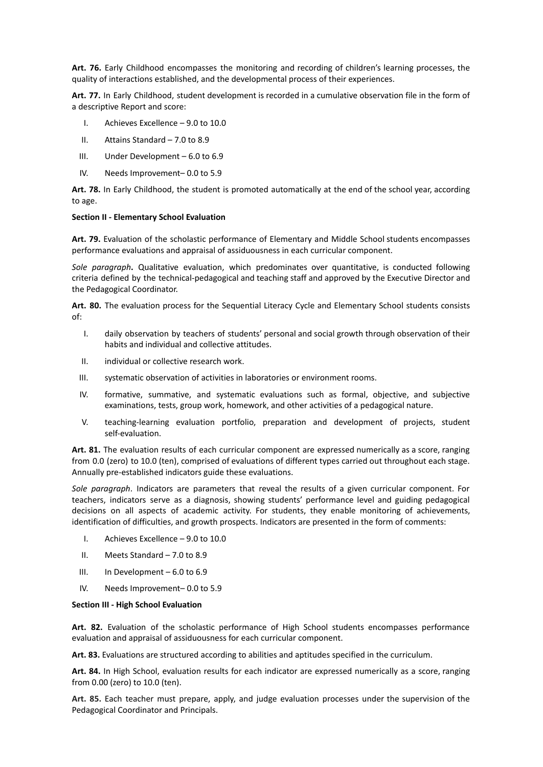**Art. 76.** Early Childhood encompasses the monitoring and recording of children's learning processes, the quality of interactions established, and the developmental process of their experiences.

**Art. 77.** In Early Childhood, student development is recorded in a cumulative observation file in the form of a descriptive Report and score:

I. Achieves Excellence – 9.0 to 10.0

II. Attains Standard – 7.0 to 8.9

III. Under Development – 6.0 to 6.9

IV. Needs Improvement– 0.0 to 5.9

**Art. 78.** In Early Childhood, the student is promoted automatically at the end of the school year, according to age.

**Section II - Elementary School Evaluation**

**Art. 79.** Evaluation of the scholastic performance of Elementary and Middle School students encompasses performance evaluations and appraisal of assiduousness in each curricular component.

*Sole paragraph***.** Qualitative evaluation, which predominates over quantitative, is conducted following criteria defined by the technical-pedagogical and teaching staff and approved by the Executive Director and the Pedagogical Coordinator.

**Art. 80.** The evaluation process for the Sequential Literacy Cycle and Elementary School students consists of:

I. daily observation by teachers of students' personal and social growth through observation of their habits and individual and collective attitudes.

II. individual or collective research work.

III. systematic observation of activities in laboratories or environment rooms.

IV. formative, summative, and systematic evaluations such as formal, objective, and subjective examinations, tests, group work, homework, and other activities of a pedagogical nature.

V. teaching-learning evaluation portfolio, preparation and development of projects, student self-evaluation.

**Art. 81.** The evaluation results of each curricular component are expressed numerically as a score, ranging from 0.0 (zero) to 10.0 (ten), comprised of evaluations of different types carried out throughout each stage. Annually pre-established indicators guide these evaluations.

*Sole paragraph*. Indicators are parameters that reveal the results of a given curricular component. For teachers, indicators serve as a diagnosis, showing students' performance level and guiding pedagogical decisions on all aspects of academic activity. For students, they enable monitoring of achievements, identification of difficulties, and growth prospects. Indicators are presented in the form of comments:

I. Achieves Excellence – 9.0 to 10.0

II. Meets Standard – 7.0 to 8.9

III. In Development – 6.0 to 6.9

IV. Needs Improvement– 0.0 to 5.9

**Section III - High School Evaluation**

**Art. 82.** Evaluation of the scholastic performance of High School students encompasses performance evaluation and appraisal of assiduousness for each curricular component.

**Art. 83.** Evaluations are structured according to abilities and aptitudes specified in the curriculum.

**Art. 84.** In High School, evaluation results for each indicator are expressed numerically as a score, ranging from 0.00 (zero) to 10.0 (ten).

**Art. 85.** Each teacher must prepare, apply, and judge evaluation processes under the supervision of the Pedagogical Coordinator and Principals.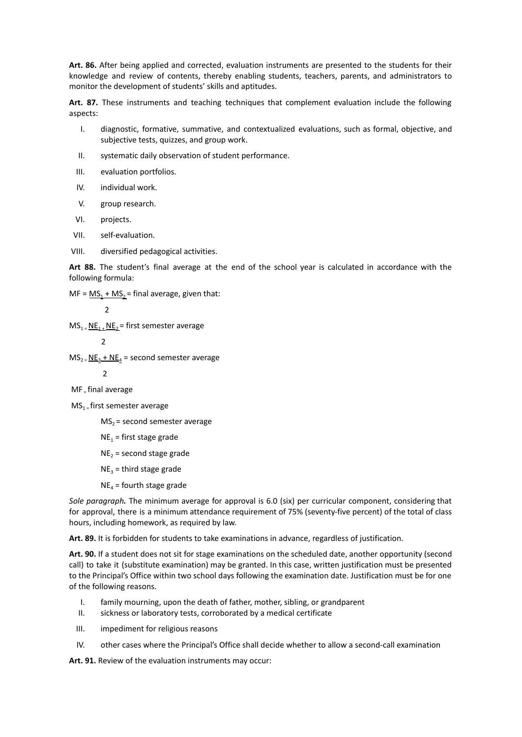**Art. 86.** After being applied and corrected, evaluation instruments are presented to the students for their knowledge and review of contents, thereby enabling students, teachers, parents, and administrators to monitor the development of students' skills and aptitudes.

**Art. 87.** These instruments and teaching techniques that complement evaluation include the following aspects:

I. diagnostic, formative, summative, and contextualized evaluations, such as formal, objective, and subjective tests, quizzes, and group work.

II. systematic daily observation of student performance.

III. evaluation portfolios.

IV. individual work.

V. group research.

VI. projects.

VII. self-evaluation.

VIII. diversified pedagogical activities.

**Art 88.** The student's final average at the end of the school year is calculated in accordance with the following formula:

$$MF = \frac{MS_1 + MS_2}{2} = \text{final average, given that:}$$

$$MS_1 = \frac{NE_1 + NE_2}{2} = \text{first semester average}$$

$$MS_2 = \frac{NE_3 + NE_4}{2} = \text{second semester average}$$

$MF$ = final average

$MS_1$ = first semester average

$MS_2$ = second semester average

$NE_1$ = first stage grade

$NE_2$ = second stage grade

$NE_3$ = third stage grade

$NE_4$ = fourth stage grade

***Sole paragraph.*** The minimum average for approval is 6.0 (six) per curricular component, considering that for approval, there is a minimum attendance requirement of 75% (seventy-five percent) of the total of class hours, including homework, as required by law.

**Art. 89.** It is forbidden for students to take examinations in advance, regardless of justification.

**Art. 90.** If a student does not sit for stage examinations on the scheduled date, another opportunity (second call) to take it (substitute examination) may be granted. In this case, written justification must be presented to the Principal's Office within two school days following the examination date. Justification must be for one of the following reasons.

I. family mourning, upon the death of father, mother, sibling, or grandparent

II. sickness or laboratory tests, corroborated by a medical certificate

III. impediment for religious reasons

IV. other cases where the Principal's Office shall decide whether to allow a second-call examination

**Art. 91.** Review of the evaluation instruments may occur: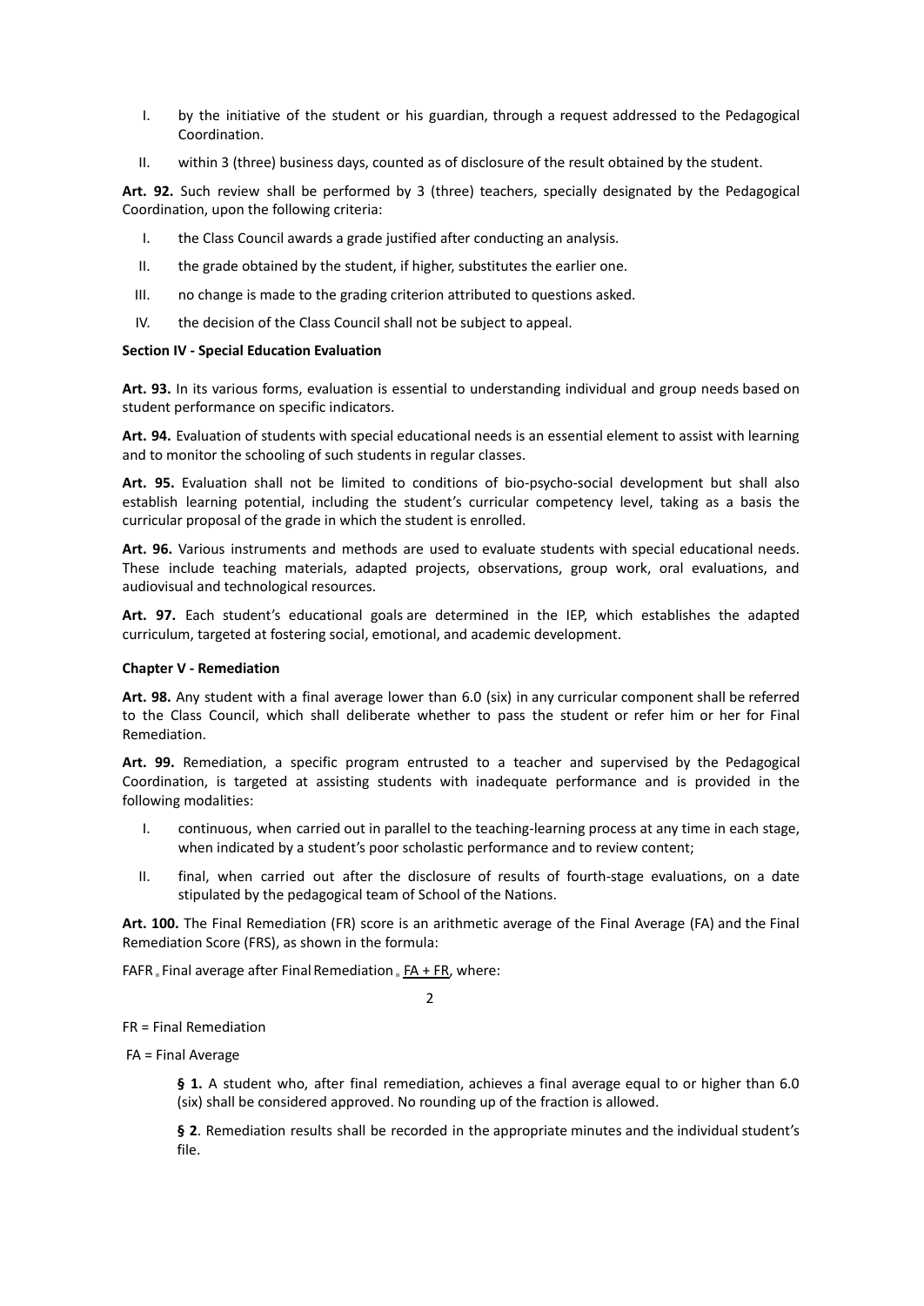I. by the initiative of the student or his guardian, through a request addressed to the Pedagogical Coordination.

II. within 3 (three) business days, counted as of disclosure of the result obtained by the student.

**Art. 92.** Such review shall be performed by 3 (three) teachers, specially designated by the Pedagogical Coordination, upon the following criteria:

I. the Class Council awards a grade justified after conducting an analysis.

II. the grade obtained by the student, if higher, substitutes the earlier one.

III. no change is made to the grading criterion attributed to questions asked.

IV. the decision of the Class Council shall not be subject to appeal.

**Section IV - Special Education Evaluation**

**Art. 93.** In its various forms, evaluation is essential to understanding individual and group needs based on student performance on specific indicators.

**Art. 94.** Evaluation of students with special educational needs is an essential element to assist with learning and to monitor the schooling of such students in regular classes.

**Art. 95.** Evaluation shall not be limited to conditions of bio-psycho-social development but shall also establish learning potential, including the student's curricular competency level, taking as a basis the curricular proposal of the grade in which the student is enrolled.

**Art. 96.** Various instruments and methods are used to evaluate students with special educational needs. These include teaching materials, adapted projects, observations, group work, oral evaluations, and audiovisual and technological resources.

**Art. 97.** Each student's educational goals are determined in the IEP, which establishes the adapted curriculum, targeted at fostering social, emotional, and academic development.

**Chapter V - Remediation**

**Art. 98.** Any student with a final average lower than 6.0 (six) in any curricular component shall be referred to the Class Council, which shall deliberate whether to pass the student or refer him or her for Final Remediation.

**Art. 99.** Remediation, a specific program entrusted to a teacher and supervised by the Pedagogical Coordination, is targeted at assisting students with inadequate performance and is provided in the following modalities:

I. continuous, when carried out in parallel to the teaching-learning process at any time in each stage, when indicated by a student's poor scholastic performance and to review content;

II. final, when carried out after the disclosure of results of fourth-stage evaluations, on a date stipulated by the pedagogical team of School of the Nations.

**Art. 100.** The Final Remediation (FR) score is an arithmetic average of the Final Average (FA) and the Final Remediation Score (FRS), as shown in the formula:

$$FAFR = \text{Final average after Final Remediation} = \frac{FA + FR}{2}$$, where:

FR = Final Remediation

FA = Final Average

**§ 1.** A student who, after final remediation, achieves a final average equal to or higher than 6.0 (six) shall be considered approved. No rounding up of the fraction is allowed.

**§ 2**. Remediation results shall be recorded in the appropriate minutes and the individual student's file.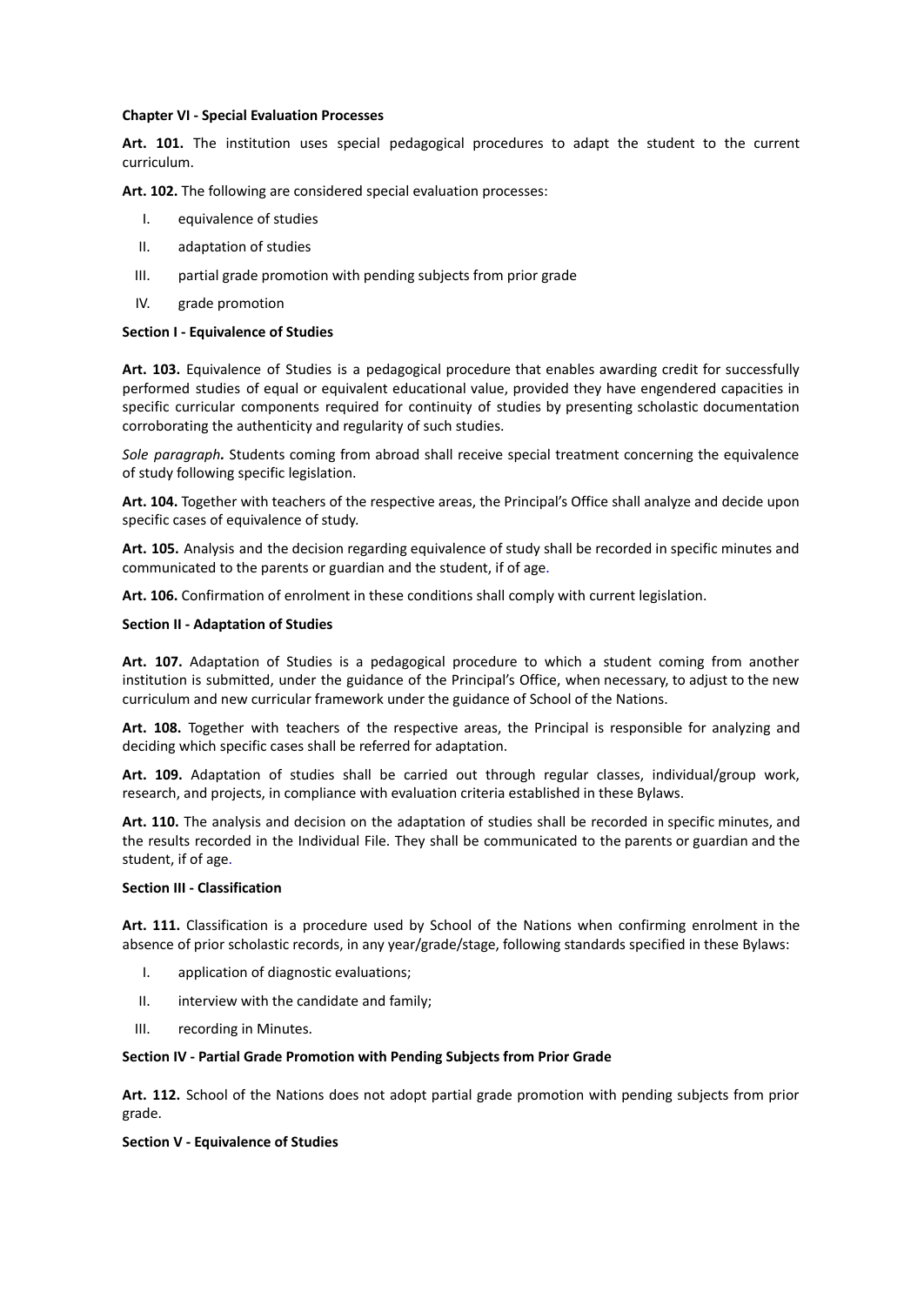**Chapter VI - Special Evaluation Processes**

**Art. 101.** The institution uses special pedagogical procedures to adapt the student to the current curriculum.

**Art. 102.** The following are considered special evaluation processes:

I. equivalence of studies
II. adaptation of studies
III. partial grade promotion with pending subjects from prior grade
IV. grade promotion

**Section I - Equivalence of Studies**

**Art. 103.** Equivalence of Studies is a pedagogical procedure that enables awarding credit for successfully performed studies of equal or equivalent educational value, provided they have engendered capacities in specific curricular components required for continuity of studies by presenting scholastic documentation corroborating the authenticity and regularity of such studies.

***Sole paragraph.*** Students coming from abroad shall receive special treatment concerning the equivalence of study following specific legislation.

**Art. 104.** Together with teachers of the respective areas, the Principal's Office shall analyze and decide upon specific cases of equivalence of study.

**Art. 105.** Analysis and the decision regarding equivalence of study shall be recorded in specific minutes and communicated to the parents or guardian and the student, if of age.

**Art. 106.** Confirmation of enrolment in these conditions shall comply with current legislation.

**Section II - Adaptation of Studies**

**Art. 107.** Adaptation of Studies is a pedagogical procedure to which a student coming from another institution is submitted, under the guidance of the Principal's Office, when necessary, to adjust to the new curriculum and new curricular framework under the guidance of School of the Nations.

**Art. 108.** Together with teachers of the respective areas, the Principal is responsible for analyzing and deciding which specific cases shall be referred for adaptation.

**Art. 109.** Adaptation of studies shall be carried out through regular classes, individual/group work, research, and projects, in compliance with evaluation criteria established in these Bylaws.

**Art. 110.** The analysis and decision on the adaptation of studies shall be recorded in specific minutes, and the results recorded in the Individual File. They shall be communicated to the parents or guardian and the student, if of age.

**Section III - Classification**

**Art. 111.** Classification is a procedure used by School of the Nations when confirming enrolment in the absence of prior scholastic records, in any year/grade/stage, following standards specified in these Bylaws:

I. application of diagnostic evaluations;
II. interview with the candidate and family;
III. recording in Minutes.

**Section IV - Partial Grade Promotion with Pending Subjects from Prior Grade**

**Art. 112.** School of the Nations does not adopt partial grade promotion with pending subjects from prior grade.

**Section V - Equivalence of Studies**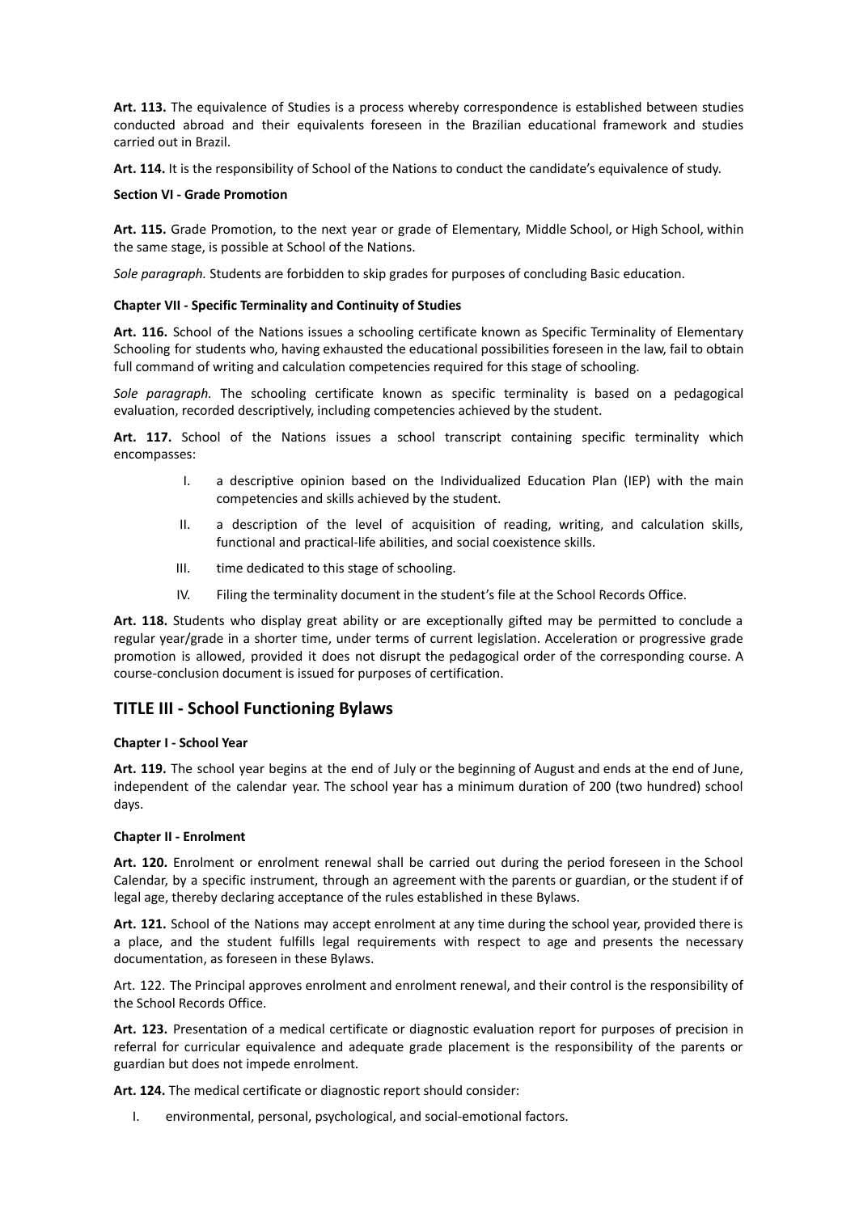**Art. 113.** The equivalence of Studies is a process whereby correspondence is established between studies conducted abroad and their equivalents foreseen in the Brazilian educational framework and studies carried out in Brazil.

**Art. 114.** It is the responsibility of School of the Nations to conduct the candidate's equivalence of study.

**Section VI - Grade Promotion**

**Art. 115.** Grade Promotion, to the next year or grade of Elementary, Middle School, or High School, within the same stage, is possible at School of the Nations.

*Sole paragraph.* Students are forbidden to skip grades for purposes of concluding Basic education.

**Chapter VII - Specific Terminality and Continuity of Studies**

**Art. 116.** School of the Nations issues a schooling certificate known as Specific Terminality of Elementary Schooling for students who, having exhausted the educational possibilities foreseen in the law, fail to obtain full command of writing and calculation competencies required for this stage of schooling.

*Sole paragraph.* The schooling certificate known as specific terminality is based on a pedagogical evaluation, recorded descriptively, including competencies achieved by the student.

**Art. 117.** School of the Nations issues a school transcript containing specific terminality which encompasses:

I. a descriptive opinion based on the Individualized Education Plan (IEP) with the main competencies and skills achieved by the student.

II. a description of the level of acquisition of reading, writing, and calculation skills, functional and practical-life abilities, and social coexistence skills.

III. time dedicated to this stage of schooling.

IV. Filing the terminality document in the student's file at the School Records Office.

**Art. 118.** Students who display great ability or are exceptionally gifted may be permitted to conclude a regular year/grade in a shorter time, under terms of current legislation. Acceleration or progressive grade promotion is allowed, provided it does not disrupt the pedagogical order of the corresponding course. A course-conclusion document is issued for purposes of certification.

## TITLE III - School Functioning Bylaws

**Chapter I - School Year**

**Art. 119.** The school year begins at the end of July or the beginning of August and ends at the end of June, independent of the calendar year. The school year has a minimum duration of 200 (two hundred) school days.

**Chapter II - Enrolment**

**Art. 120.** Enrolment or enrolment renewal shall be carried out during the period foreseen in the School Calendar, by a specific instrument, through an agreement with the parents or guardian, or the student if of legal age, thereby declaring acceptance of the rules established in these Bylaws.

**Art. 121.** School of the Nations may accept enrolment at any time during the school year, provided there is a place, and the student fulfills legal requirements with respect to age and presents the necessary documentation, as foreseen in these Bylaws.

Art. 122. The Principal approves enrolment and enrolment renewal, and their control is the responsibility of the School Records Office.

**Art. 123.** Presentation of a medical certificate or diagnostic evaluation report for purposes of precision in referral for curricular equivalence and adequate grade placement is the responsibility of the parents or guardian but does not impede enrolment.

**Art. 124.** The medical certificate or diagnostic report should consider:

I. environmental, personal, psychological, and social-emotional factors.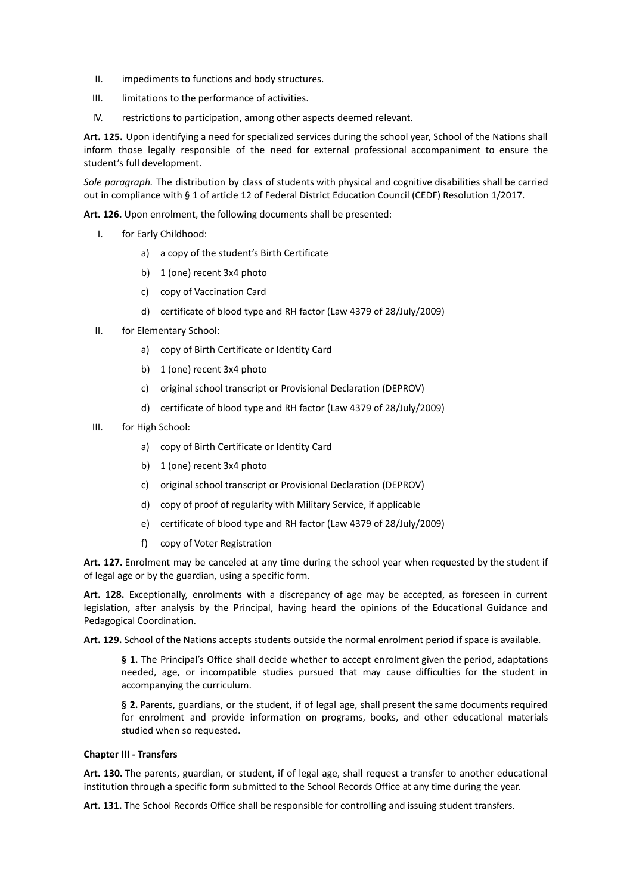II. impediments to functions and body structures.

III. limitations to the performance of activities.

IV. restrictions to participation, among other aspects deemed relevant.

**Art. 125.** Upon identifying a need for specialized services during the school year, School of the Nations shall inform those legally responsible of the need for external professional accompaniment to ensure the student's full development.

*Sole paragraph.* The distribution by class of students with physical and cognitive disabilities shall be carried out in compliance with § 1 of article 12 of Federal District Education Council (CEDF) Resolution 1/2017.

**Art. 126.** Upon enrolment, the following documents shall be presented:

I. for Early Childhood:

  a) a copy of the student's Birth Certificate
  
  b) 1 (one) recent 3x4 photo
  
  c) copy of Vaccination Card
  
  d) certificate of blood type and RH factor (Law 4379 of 28/July/2009)

II. for Elementary School:

  a) copy of Birth Certificate or Identity Card
  
  b) 1 (one) recent 3x4 photo
  
  c) original school transcript or Provisional Declaration (DEPROV)
  
  d) certificate of blood type and RH factor (Law 4379 of 28/July/2009)

III. for High School:

  a) copy of Birth Certificate or Identity Card
  
  b) 1 (one) recent 3x4 photo
  
  c) original school transcript or Provisional Declaration (DEPROV)
  
  d) copy of proof of regularity with Military Service, if applicable
  
  e) certificate of blood type and RH factor (Law 4379 of 28/July/2009)
  
  f) copy of Voter Registration

**Art. 127.** Enrolment may be canceled at any time during the school year when requested by the student if of legal age or by the guardian, using a specific form.

**Art. 128.** Exceptionally, enrolments with a discrepancy of age may be accepted, as foreseen in current legislation, after analysis by the Principal, having heard the opinions of the Educational Guidance and Pedagogical Coordination.

**Art. 129.** School of the Nations accepts students outside the normal enrolment period if space is available.

> **§ 1.** The Principal's Office shall decide whether to accept enrolment given the period, adaptations needed, age, or incompatible studies pursued that may cause difficulties for the student in accompanying the curriculum.
>
> **§ 2.** Parents, guardians, or the student, if of legal age, shall present the same documents required for enrolment and provide information on programs, books, and other educational materials studied when so requested.

**Chapter III - Transfers**

**Art. 130.** The parents, guardian, or student, if of legal age, shall request a transfer to another educational institution through a specific form submitted to the School Records Office at any time during the year.

**Art. 131.** The School Records Office shall be responsible for controlling and issuing student transfers.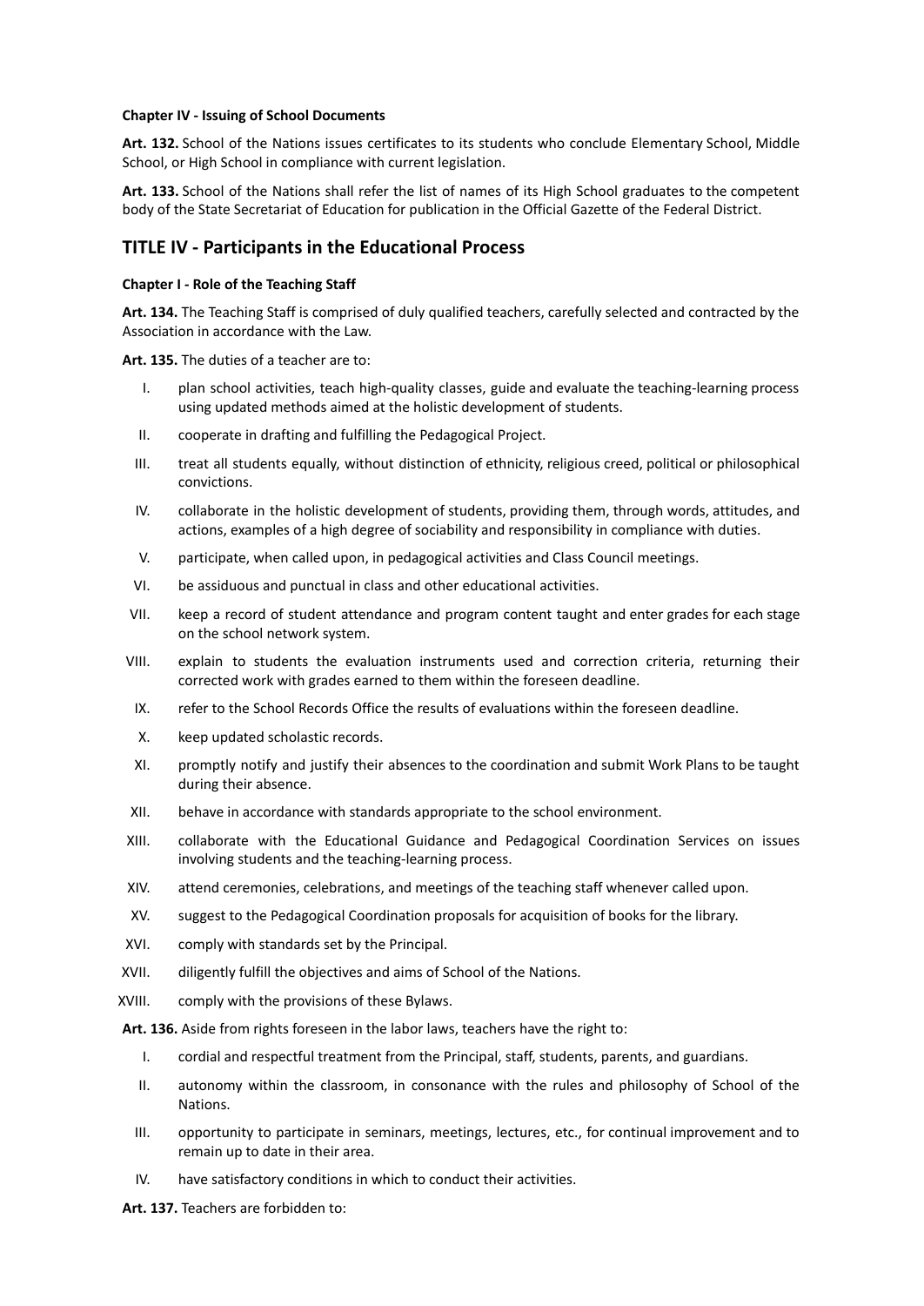**Chapter IV - Issuing of School Documents**

**Art. 132.** School of the Nations issues certificates to its students who conclude Elementary School, Middle School, or High School in compliance with current legislation.

**Art. 133.** School of the Nations shall refer the list of names of its High School graduates to the competent body of the State Secretariat of Education for publication in the Official Gazette of the Federal District.

## TITLE IV - Participants in the Educational Process

**Chapter I - Role of the Teaching Staff**

**Art. 134.** The Teaching Staff is comprised of duly qualified teachers, carefully selected and contracted by the Association in accordance with the Law.

**Art. 135.** The duties of a teacher are to:

I. plan school activities, teach high-quality classes, guide and evaluate the teaching-learning process using updated methods aimed at the holistic development of students.

II. cooperate in drafting and fulfilling the Pedagogical Project.

III. treat all students equally, without distinction of ethnicity, religious creed, political or philosophical convictions.

IV. collaborate in the holistic development of students, providing them, through words, attitudes, and actions, examples of a high degree of sociability and responsibility in compliance with duties.

V. participate, when called upon, in pedagogical activities and Class Council meetings.

VI. be assiduous and punctual in class and other educational activities.

VII. keep a record of student attendance and program content taught and enter grades for each stage on the school network system.

VIII. explain to students the evaluation instruments used and correction criteria, returning their corrected work with grades earned to them within the foreseen deadline.

IX. refer to the School Records Office the results of evaluations within the foreseen deadline.

X. keep updated scholastic records.

XI. promptly notify and justify their absences to the coordination and submit Work Plans to be taught during their absence.

XII. behave in accordance with standards appropriate to the school environment.

XIII. collaborate with the Educational Guidance and Pedagogical Coordination Services on issues involving students and the teaching-learning process.

XIV. attend ceremonies, celebrations, and meetings of the teaching staff whenever called upon.

XV. suggest to the Pedagogical Coordination proposals for acquisition of books for the library.

XVI. comply with standards set by the Principal.

XVII. diligently fulfill the objectives and aims of School of the Nations.

XVIII. comply with the provisions of these Bylaws.

**Art. 136.** Aside from rights foreseen in the labor laws, teachers have the right to:

I. cordial and respectful treatment from the Principal, staff, students, parents, and guardians.

II. autonomy within the classroom, in consonance with the rules and philosophy of School of the Nations.

III. opportunity to participate in seminars, meetings, lectures, etc., for continual improvement and to remain up to date in their area.

IV. have satisfactory conditions in which to conduct their activities.

**Art. 137.** Teachers are forbidden to: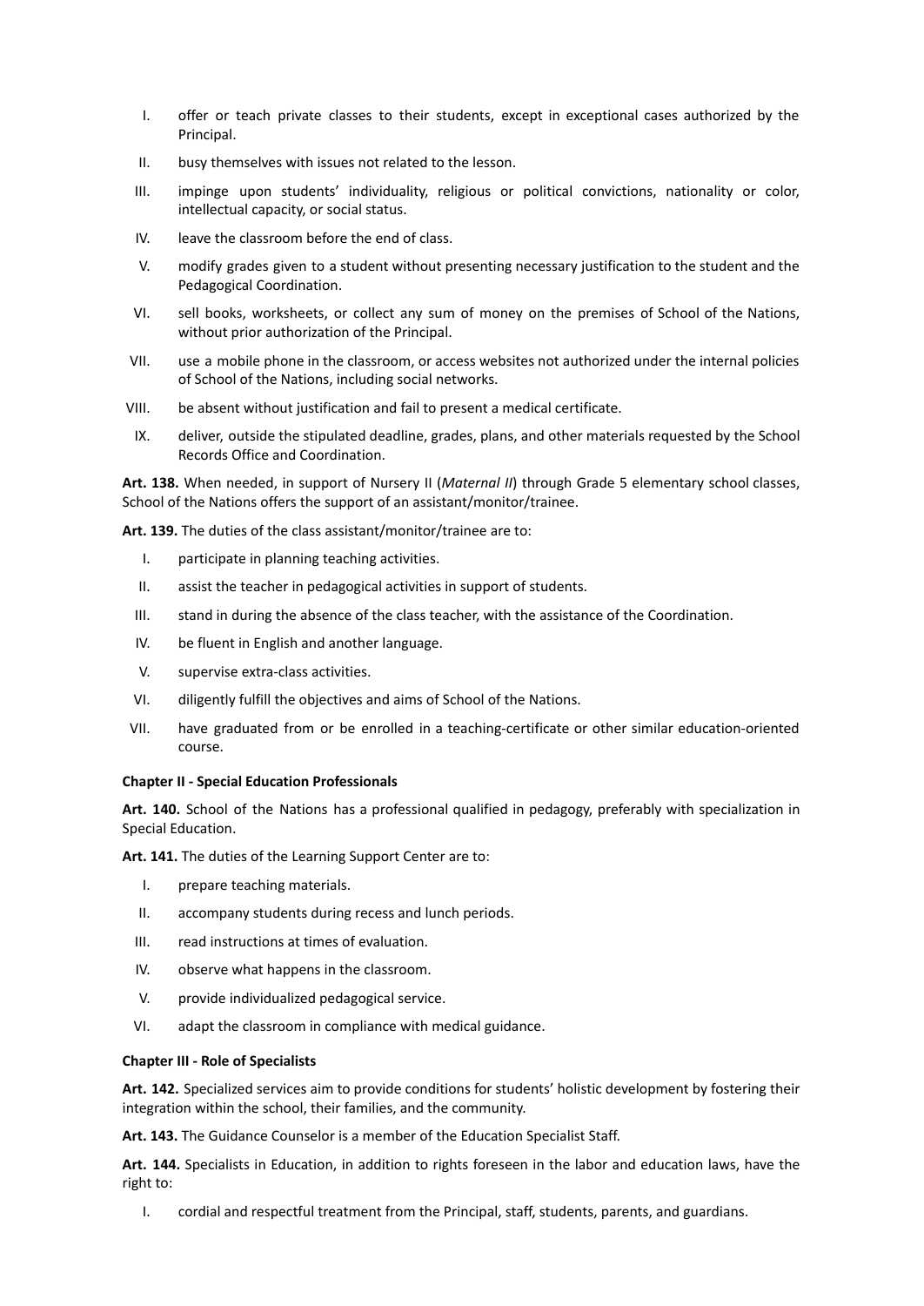I. offer or teach private classes to their students, except in exceptional cases authorized by the Principal.
II. busy themselves with issues not related to the lesson.
III. impinge upon students' individuality, religious or political convictions, nationality or color, intellectual capacity, or social status.
IV. leave the classroom before the end of class.
V. modify grades given to a student without presenting necessary justification to the student and the Pedagogical Coordination.
VI. sell books, worksheets, or collect any sum of money on the premises of School of the Nations, without prior authorization of the Principal.
VII. use a mobile phone in the classroom, or access websites not authorized under the internal policies of School of the Nations, including social networks.
VIII. be absent without justification and fail to present a medical certificate.
IX. deliver, outside the stipulated deadline, grades, plans, and other materials requested by the School Records Office and Coordination.

**Art. 138.** When needed, in support of Nursery II (*Maternal II*) through Grade 5 elementary school classes, School of the Nations offers the support of an assistant/monitor/trainee.

**Art. 139.** The duties of the class assistant/monitor/trainee are to:

I. participate in planning teaching activities.
II. assist the teacher in pedagogical activities in support of students.
III. stand in during the absence of the class teacher, with the assistance of the Coordination.
IV. be fluent in English and another language.
V. supervise extra-class activities.
VI. diligently fulfill the objectives and aims of School of the Nations.
VII. have graduated from or be enrolled in a teaching-certificate or other similar education-oriented course.

**Chapter II - Special Education Professionals**

**Art. 140.** School of the Nations has a professional qualified in pedagogy, preferably with specialization in Special Education.

**Art. 141.** The duties of the Learning Support Center are to:

I. prepare teaching materials.
II. accompany students during recess and lunch periods.
III. read instructions at times of evaluation.
IV. observe what happens in the classroom.
V. provide individualized pedagogical service.
VI. adapt the classroom in compliance with medical guidance.

**Chapter III - Role of Specialists**

**Art. 142.** Specialized services aim to provide conditions for students' holistic development by fostering their integration within the school, their families, and the community.

**Art. 143.** The Guidance Counselor is a member of the Education Specialist Staff.

**Art. 144.** Specialists in Education, in addition to rights foreseen in the labor and education laws, have the right to:

I. cordial and respectful treatment from the Principal, staff, students, parents, and guardians.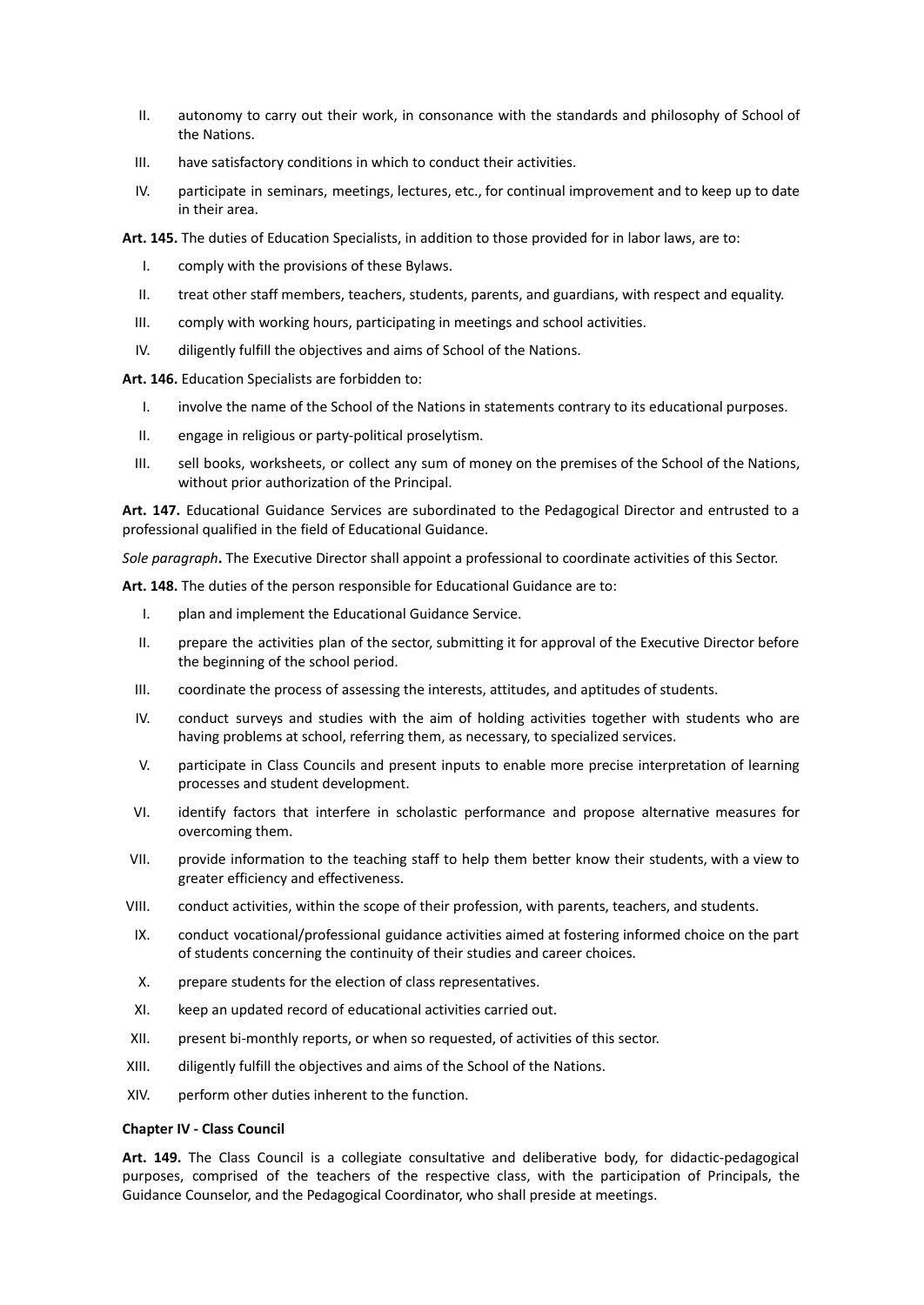II. autonomy to carry out their work, in consonance with the standards and philosophy of School of the Nations.

III. have satisfactory conditions in which to conduct their activities.

IV. participate in seminars, meetings, lectures, etc., for continual improvement and to keep up to date in their area.

**Art. 145.** The duties of Education Specialists, in addition to those provided for in labor laws, are to:

I. comply with the provisions of these Bylaws.

II. treat other staff members, teachers, students, parents, and guardians, with respect and equality.

III. comply with working hours, participating in meetings and school activities.

IV. diligently fulfill the objectives and aims of School of the Nations.

**Art. 146.** Education Specialists are forbidden to:

I. involve the name of the School of the Nations in statements contrary to its educational purposes.

II. engage in religious or party-political proselytism.

III. sell books, worksheets, or collect any sum of money on the premises of the School of the Nations, without prior authorization of the Principal.

**Art. 147.** Educational Guidance Services are subordinated to the Pedagogical Director and entrusted to a professional qualified in the field of Educational Guidance.

*Sole paragraph***.** The Executive Director shall appoint a professional to coordinate activities of this Sector.

**Art. 148.** The duties of the person responsible for Educational Guidance are to:

I. plan and implement the Educational Guidance Service.

II. prepare the activities plan of the sector, submitting it for approval of the Executive Director before the beginning of the school period.

III. coordinate the process of assessing the interests, attitudes, and aptitudes of students.

IV. conduct surveys and studies with the aim of holding activities together with students who are having problems at school, referring them, as necessary, to specialized services.

V. participate in Class Councils and present inputs to enable more precise interpretation of learning processes and student development.

VI. identify factors that interfere in scholastic performance and propose alternative measures for overcoming them.

VII. provide information to the teaching staff to help them better know their students, with a view to greater efficiency and effectiveness.

VIII. conduct activities, within the scope of their profession, with parents, teachers, and students.

IX. conduct vocational/professional guidance activities aimed at fostering informed choice on the part of students concerning the continuity of their studies and career choices.

X. prepare students for the election of class representatives.

XI. keep an updated record of educational activities carried out.

XII. present bi-monthly reports, or when so requested, of activities of this sector.

XIII. diligently fulfill the objectives and aims of the School of the Nations.

XIV. perform other duties inherent to the function.

**Chapter IV - Class Council**

**Art. 149.** The Class Council is a collegiate consultative and deliberative body, for didactic-pedagogical purposes, comprised of the teachers of the respective class, with the participation of Principals, the Guidance Counselor, and the Pedagogical Coordinator, who shall preside at meetings.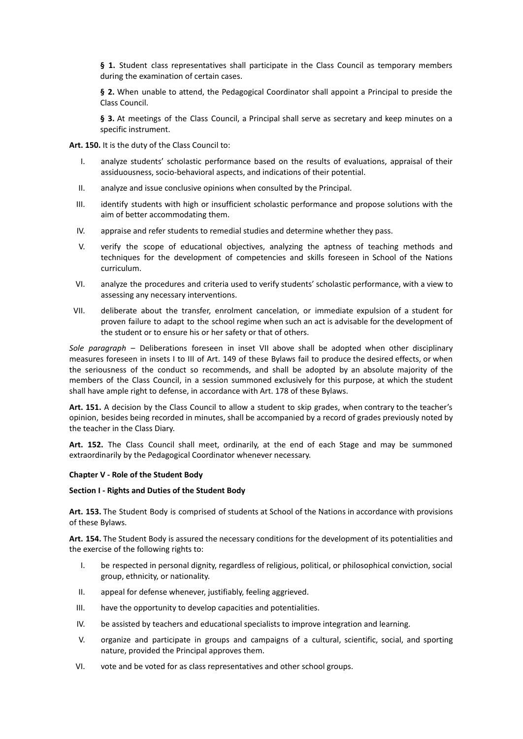**§ 1.** Student class representatives shall participate in the Class Council as temporary members during the examination of certain cases.

**§ 2.** When unable to attend, the Pedagogical Coordinator shall appoint a Principal to preside the Class Council.

**§ 3.** At meetings of the Class Council, a Principal shall serve as secretary and keep minutes on a specific instrument.

**Art. 150.** It is the duty of the Class Council to:

I. analyze students' scholastic performance based on the results of evaluations, appraisal of their assiduousness, socio-behavioral aspects, and indications of their potential.

II. analyze and issue conclusive opinions when consulted by the Principal.

III. identify students with high or insufficient scholastic performance and propose solutions with the aim of better accommodating them.

IV. appraise and refer students to remedial studies and determine whether they pass.

V. verify the scope of educational objectives, analyzing the aptness of teaching methods and techniques for the development of competencies and skills foreseen in School of the Nations curriculum.

VI. analyze the procedures and criteria used to verify students' scholastic performance, with a view to assessing any necessary interventions.

VII. deliberate about the transfer, enrolment cancelation, or immediate expulsion of a student for proven failure to adapt to the school regime when such an act is advisable for the development of the student or to ensure his or her safety or that of others.

*Sole paragraph* – Deliberations foreseen in inset VII above shall be adopted when other disciplinary measures foreseen in insets I to III of Art. 149 of these Bylaws fail to produce the desired effects, or when the seriousness of the conduct so recommends, and shall be adopted by an absolute majority of the members of the Class Council, in a session summoned exclusively for this purpose, at which the student shall have ample right to defense, in accordance with Art. 178 of these Bylaws.

**Art. 151.** A decision by the Class Council to allow a student to skip grades, when contrary to the teacher's opinion, besides being recorded in minutes, shall be accompanied by a record of grades previously noted by the teacher in the Class Diary.

**Art. 152.** The Class Council shall meet, ordinarily, at the end of each Stage and may be summoned extraordinarily by the Pedagogical Coordinator whenever necessary.

**Chapter V - Role of the Student Body**

**Section I - Rights and Duties of the Student Body**

**Art. 153.** The Student Body is comprised of students at School of the Nations in accordance with provisions of these Bylaws.

**Art. 154.** The Student Body is assured the necessary conditions for the development of its potentialities and the exercise of the following rights to:

I. be respected in personal dignity, regardless of religious, political, or philosophical conviction, social group, ethnicity, or nationality.

II. appeal for defense whenever, justifiably, feeling aggrieved.

III. have the opportunity to develop capacities and potentialities.

IV. be assisted by teachers and educational specialists to improve integration and learning.

V. organize and participate in groups and campaigns of a cultural, scientific, social, and sporting nature, provided the Principal approves them.

VI. vote and be voted for as class representatives and other school groups.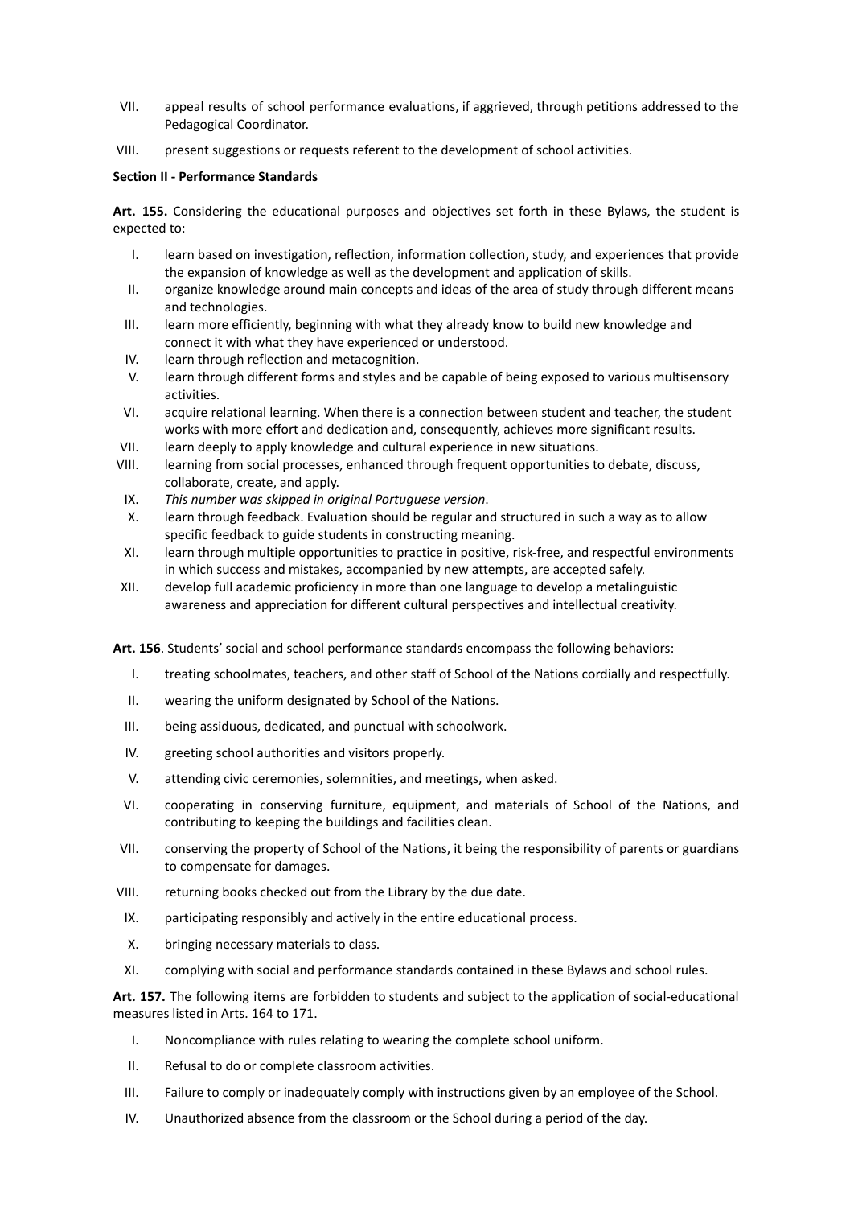VII. appeal results of school performance evaluations, if aggrieved, through petitions addressed to the Pedagogical Coordinator.

VIII. present suggestions or requests referent to the development of school activities.

**Section II - Performance Standards**

**Art. 155.** Considering the educational purposes and objectives set forth in these Bylaws, the student is expected to:

I. learn based on investigation, reflection, information collection, study, and experiences that provide the expansion of knowledge as well as the development and application of skills.

II. organize knowledge around main concepts and ideas of the area of study through different means and technologies.

III. learn more efficiently, beginning with what they already know to build new knowledge and connect it with what they have experienced or understood.

IV. learn through reflection and metacognition.

V. learn through different forms and styles and be capable of being exposed to various multisensory activities.

VI. acquire relational learning. When there is a connection between student and teacher, the student works with more effort and dedication and, consequently, achieves more significant results.

VII. learn deeply to apply knowledge and cultural experience in new situations.

VIII. learning from social processes, enhanced through frequent opportunities to debate, discuss, collaborate, create, and apply.

IX. *This number was skipped in original Portuguese version*.

X. learn through feedback. Evaluation should be regular and structured in such a way as to allow specific feedback to guide students in constructing meaning.

XI. learn through multiple opportunities to practice in positive, risk-free, and respectful environments in which success and mistakes, accompanied by new attempts, are accepted safely.

XII. develop full academic proficiency in more than one language to develop a metalinguistic awareness and appreciation for different cultural perspectives and intellectual creativity.

**Art. 156**. Students' social and school performance standards encompass the following behaviors:

I. treating schoolmates, teachers, and other staff of School of the Nations cordially and respectfully.

II. wearing the uniform designated by School of the Nations.

III. being assiduous, dedicated, and punctual with schoolwork.

IV. greeting school authorities and visitors properly.

V. attending civic ceremonies, solemnities, and meetings, when asked.

VI. cooperating in conserving furniture, equipment, and materials of School of the Nations, and contributing to keeping the buildings and facilities clean.

VII. conserving the property of School of the Nations, it being the responsibility of parents or guardians to compensate for damages.

VIII. returning books checked out from the Library by the due date.

IX. participating responsibly and actively in the entire educational process.

X. bringing necessary materials to class.

XI. complying with social and performance standards contained in these Bylaws and school rules.

**Art. 157.** The following items are forbidden to students and subject to the application of social-educational measures listed in Arts. 164 to 171.

I. Noncompliance with rules relating to wearing the complete school uniform.

II. Refusal to do or complete classroom activities.

III. Failure to comply or inadequately comply with instructions given by an employee of the School.

IV. Unauthorized absence from the classroom or the School during a period of the day.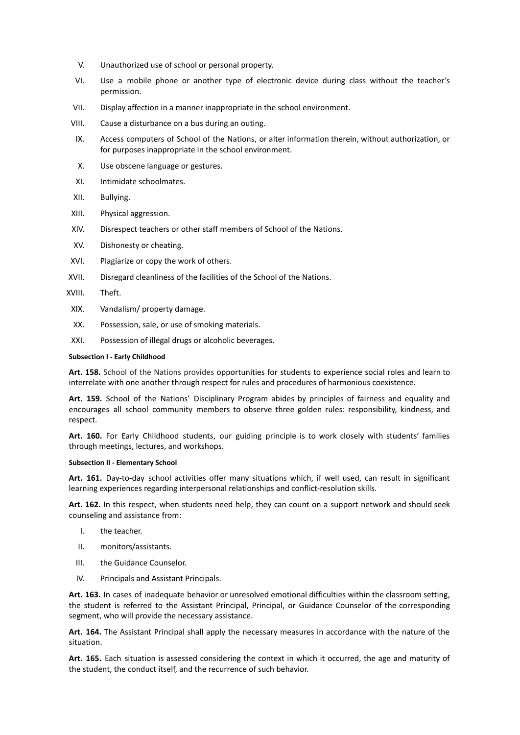V. Unauthorized use of school or personal property.

VI. Use a mobile phone or another type of electronic device during class without the teacher's permission.

VII. Display affection in a manner inappropriate in the school environment.

VIII. Cause a disturbance on a bus during an outing.

IX. Access computers of School of the Nations, or alter information therein, without authorization, or for purposes inappropriate in the school environment.

X. Use obscene language or gestures.

XI. Intimidate schoolmates.

XII. Bullying.

XIII. Physical aggression.

XIV. Disrespect teachers or other staff members of School of the Nations.

XV. Dishonesty or cheating.

XVI. Plagiarize or copy the work of others.

XVII. Disregard cleanliness of the facilities of the School of the Nations.

XVIII. Theft.

XIX. Vandalism/ property damage.

XX. Possession, sale, or use of smoking materials.

XXI. Possession of illegal drugs or alcoholic beverages.

#### Subsection I - Early Childhood

**Art. 158.** School of the Nations provides opportunities for students to experience social roles and learn to interrelate with one another through respect for rules and procedures of harmonious coexistence.

**Art. 159.** School of the Nations' Disciplinary Program abides by principles of fairness and equality and encourages all school community members to observe three golden rules: responsibility, kindness, and respect.

**Art. 160.** For Early Childhood students, our guiding principle is to work closely with students' families through meetings, lectures, and workshops.

#### Subsection II - Elementary School

**Art. 161.** Day-to-day school activities offer many situations which, if well used, can result in significant learning experiences regarding interpersonal relationships and conflict-resolution skills.

**Art. 162.** In this respect, when students need help, they can count on a support network and should seek counseling and assistance from:

I. the teacher.

II. monitors/assistants.

III. the Guidance Counselor.

IV. Principals and Assistant Principals.

**Art. 163.** In cases of inadequate behavior or unresolved emotional difficulties within the classroom setting, the student is referred to the Assistant Principal, Principal, or Guidance Counselor of the corresponding segment, who will provide the necessary assistance.

**Art. 164.** The Assistant Principal shall apply the necessary measures in accordance with the nature of the situation.

**Art. 165.** Each situation is assessed considering the context in which it occurred, the age and maturity of the student, the conduct itself, and the recurrence of such behavior.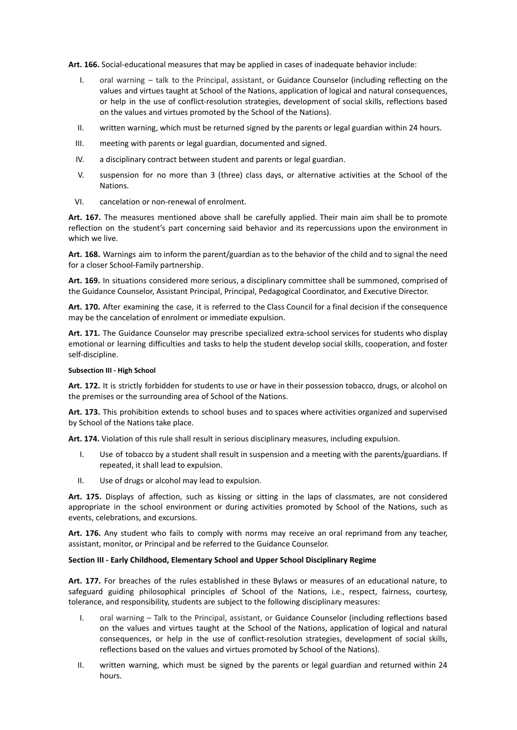**Art. 166.** Social-educational measures that may be applied in cases of inadequate behavior include:

I. oral warning – talk to the Principal, assistant, or Guidance Counselor (including reflecting on the values and virtues taught at School of the Nations, application of logical and natural consequences, or help in the use of conflict-resolution strategies, development of social skills, reflections based on the values and virtues promoted by the School of the Nations).

II. written warning, which must be returned signed by the parents or legal guardian within 24 hours.

III. meeting with parents or legal guardian, documented and signed.

IV. a disciplinary contract between student and parents or legal guardian.

V. suspension for no more than 3 (three) class days, or alternative activities at the School of the Nations.

VI. cancelation or non-renewal of enrolment.

**Art. 167.** The measures mentioned above shall be carefully applied. Their main aim shall be to promote reflection on the student's part concerning said behavior and its repercussions upon the environment in which we live.

**Art. 168.** Warnings aim to inform the parent/guardian as to the behavior of the child and to signal the need for a closer School-Family partnership.

**Art. 169.** In situations considered more serious, a disciplinary committee shall be summoned, comprised of the Guidance Counselor, Assistant Principal, Principal, Pedagogical Coordinator, and Executive Director.

**Art. 170.** After examining the case, it is referred to the Class Council for a final decision if the consequence may be the cancelation of enrolment or immediate expulsion.

**Art. 171.** The Guidance Counselor may prescribe specialized extra-school services for students who display emotional or learning difficulties and tasks to help the student develop social skills, cooperation, and foster self-discipline.

#### Subsection III - High School

**Art. 172.** It is strictly forbidden for students to use or have in their possession tobacco, drugs, or alcohol on the premises or the surrounding area of School of the Nations.

**Art. 173.** This prohibition extends to school buses and to spaces where activities organized and supervised by School of the Nations take place.

**Art. 174.** Violation of this rule shall result in serious disciplinary measures, including expulsion.

I. Use of tobacco by a student shall result in suspension and a meeting with the parents/guardians. If repeated, it shall lead to expulsion.

II. Use of drugs or alcohol may lead to expulsion.

**Art. 175.** Displays of affection, such as kissing or sitting in the laps of classmates, are not considered appropriate in the school environment or during activities promoted by School of the Nations, such as events, celebrations, and excursions.

**Art. 176.** Any student who fails to comply with norms may receive an oral reprimand from any teacher, assistant, monitor, or Principal and be referred to the Guidance Counselor.

### Section III - Early Childhood, Elementary School and Upper School Disciplinary Regime

**Art. 177.** For breaches of the rules established in these Bylaws or measures of an educational nature, to safeguard guiding philosophical principles of School of the Nations, i.e., respect, fairness, courtesy, tolerance, and responsibility, students are subject to the following disciplinary measures:

I. oral warning – Talk to the Principal, assistant, or Guidance Counselor (including reflections based on the values and virtues taught at the School of the Nations, application of logical and natural consequences, or help in the use of conflict-resolution strategies, development of social skills, reflections based on the values and virtues promoted by School of the Nations).

II. written warning, which must be signed by the parents or legal guardian and returned within 24 hours.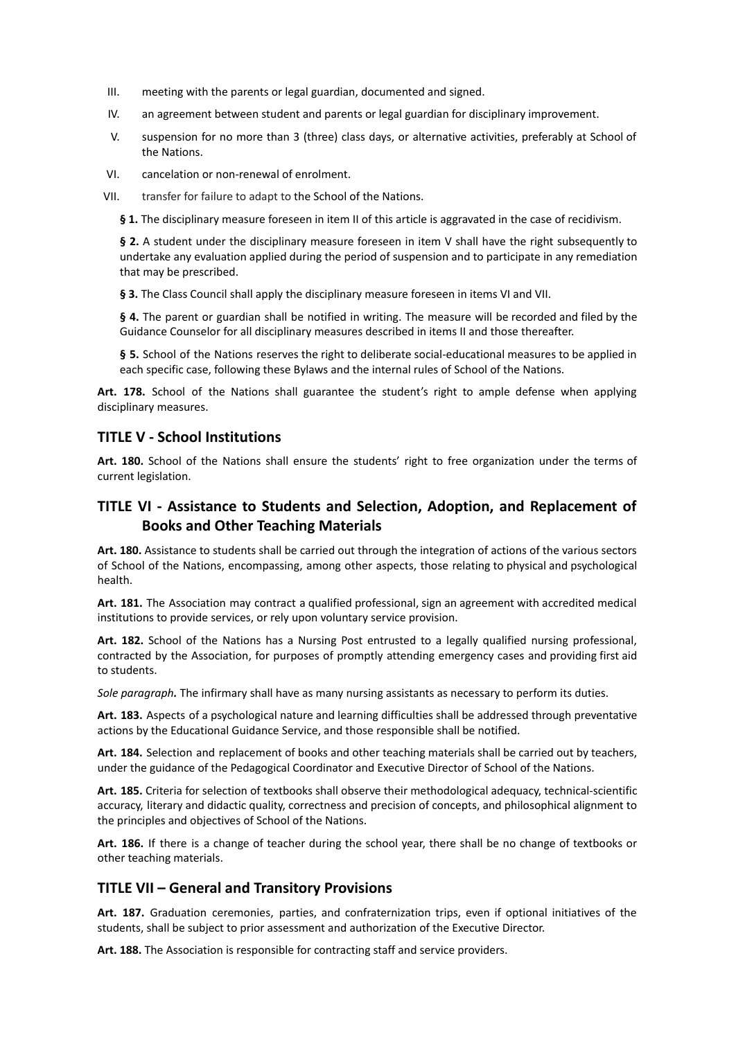III. meeting with the parents or legal guardian, documented and signed.

IV. an agreement between student and parents or legal guardian for disciplinary improvement.

V. suspension for no more than 3 (three) class days, or alternative activities, preferably at School of the Nations.

VI. cancelation or non-renewal of enrolment.

VII. transfer for failure to adapt to the School of the Nations.

**§ 1.** The disciplinary measure foreseen in item II of this article is aggravated in the case of recidivism.

**§ 2.** A student under the disciplinary measure foreseen in item V shall have the right subsequently to undertake any evaluation applied during the period of suspension and to participate in any remediation that may be prescribed.

**§ 3.** The Class Council shall apply the disciplinary measure foreseen in items VI and VII.

**§ 4.** The parent or guardian shall be notified in writing. The measure will be recorded and filed by the Guidance Counselor for all disciplinary measures described in items II and those thereafter.

**§ 5.** School of the Nations reserves the right to deliberate social-educational measures to be applied in each specific case, following these Bylaws and the internal rules of School of the Nations.

**Art. 178.** School of the Nations shall guarantee the student's right to ample defense when applying disciplinary measures.

## TITLE V - School Institutions

**Art. 180.** School of the Nations shall ensure the students' right to free organization under the terms of current legislation.

## TITLE VI - Assistance to Students and Selection, Adoption, and Replacement of Books and Other Teaching Materials

**Art. 180.** Assistance to students shall be carried out through the integration of actions of the various sectors of School of the Nations, encompassing, among other aspects, those relating to physical and psychological health.

**Art. 181.** The Association may contract a qualified professional, sign an agreement with accredited medical institutions to provide services, or rely upon voluntary service provision.

**Art. 182.** School of the Nations has a Nursing Post entrusted to a legally qualified nursing professional, contracted by the Association, for purposes of promptly attending emergency cases and providing first aid to students.

*Sole paragraph.* The infirmary shall have as many nursing assistants as necessary to perform its duties.

**Art. 183.** Aspects of a psychological nature and learning difficulties shall be addressed through preventative actions by the Educational Guidance Service, and those responsible shall be notified.

**Art. 184.** Selection and replacement of books and other teaching materials shall be carried out by teachers, under the guidance of the Pedagogical Coordinator and Executive Director of School of the Nations.

**Art. 185.** Criteria for selection of textbooks shall observe their methodological adequacy, technical-scientific accuracy, literary and didactic quality, correctness and precision of concepts, and philosophical alignment to the principles and objectives of School of the Nations.

**Art. 186.** If there is a change of teacher during the school year, there shall be no change of textbooks or other teaching materials.

## TITLE VII – General and Transitory Provisions

**Art. 187.** Graduation ceremonies, parties, and confraternization trips, even if optional initiatives of the students, shall be subject to prior assessment and authorization of the Executive Director.

**Art. 188.** The Association is responsible for contracting staff and service providers.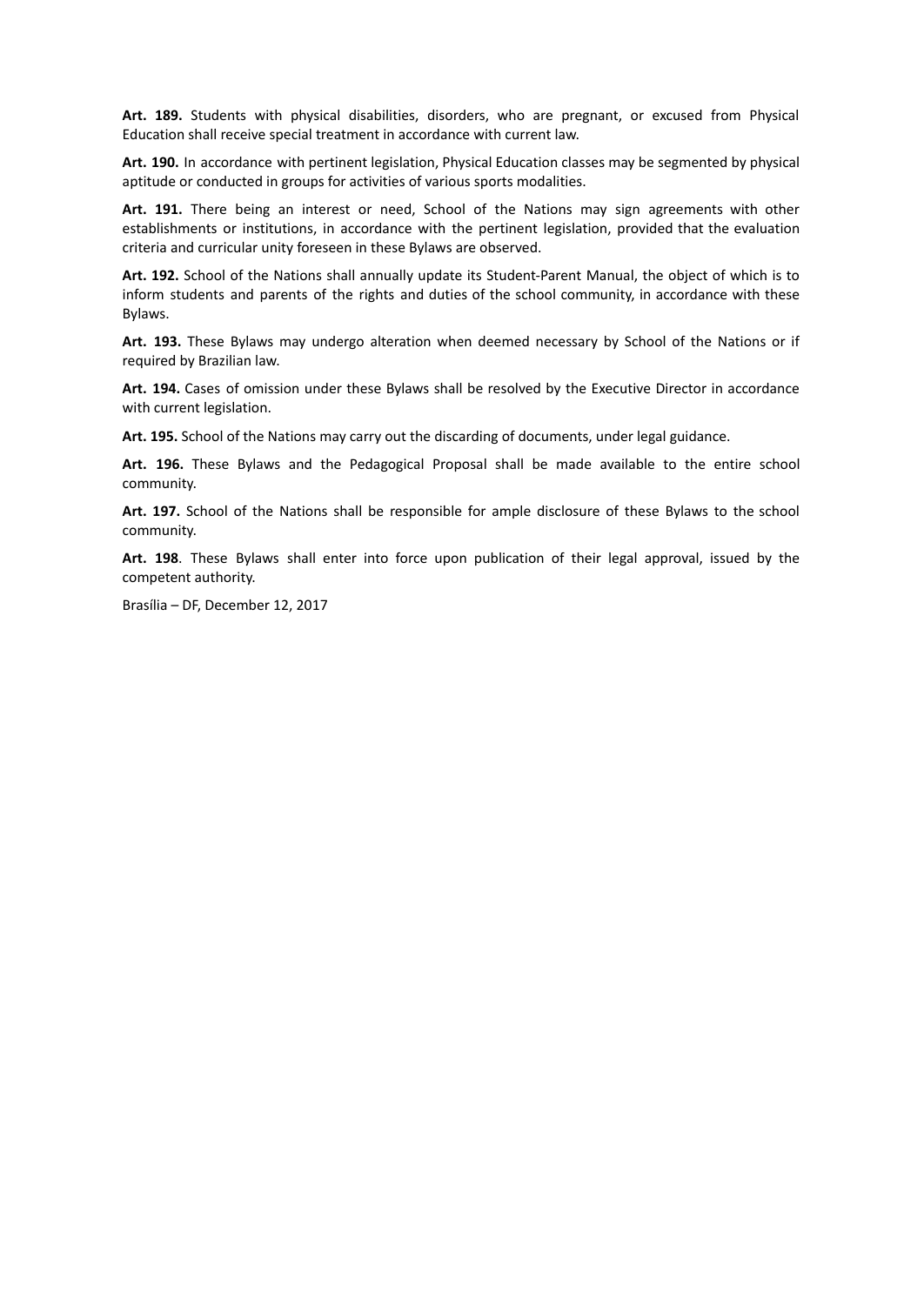**Art. 189.** Students with physical disabilities, disorders, who are pregnant, or excused from Physical Education shall receive special treatment in accordance with current law.

**Art. 190.** In accordance with pertinent legislation, Physical Education classes may be segmented by physical aptitude or conducted in groups for activities of various sports modalities.

**Art. 191.** There being an interest or need, School of the Nations may sign agreements with other establishments or institutions, in accordance with the pertinent legislation, provided that the evaluation criteria and curricular unity foreseen in these Bylaws are observed.

**Art. 192.** School of the Nations shall annually update its Student-Parent Manual, the object of which is to inform students and parents of the rights and duties of the school community, in accordance with these Bylaws.

**Art. 193.** These Bylaws may undergo alteration when deemed necessary by School of the Nations or if required by Brazilian law.

**Art. 194.** Cases of omission under these Bylaws shall be resolved by the Executive Director in accordance with current legislation.

**Art. 195.** School of the Nations may carry out the discarding of documents, under legal guidance.

**Art. 196.** These Bylaws and the Pedagogical Proposal shall be made available to the entire school community.

**Art. 197.** School of the Nations shall be responsible for ample disclosure of these Bylaws to the school community.

**Art. 198**. These Bylaws shall enter into force upon publication of their legal approval, issued by the competent authority.

Brasília – DF, December 12, 2017